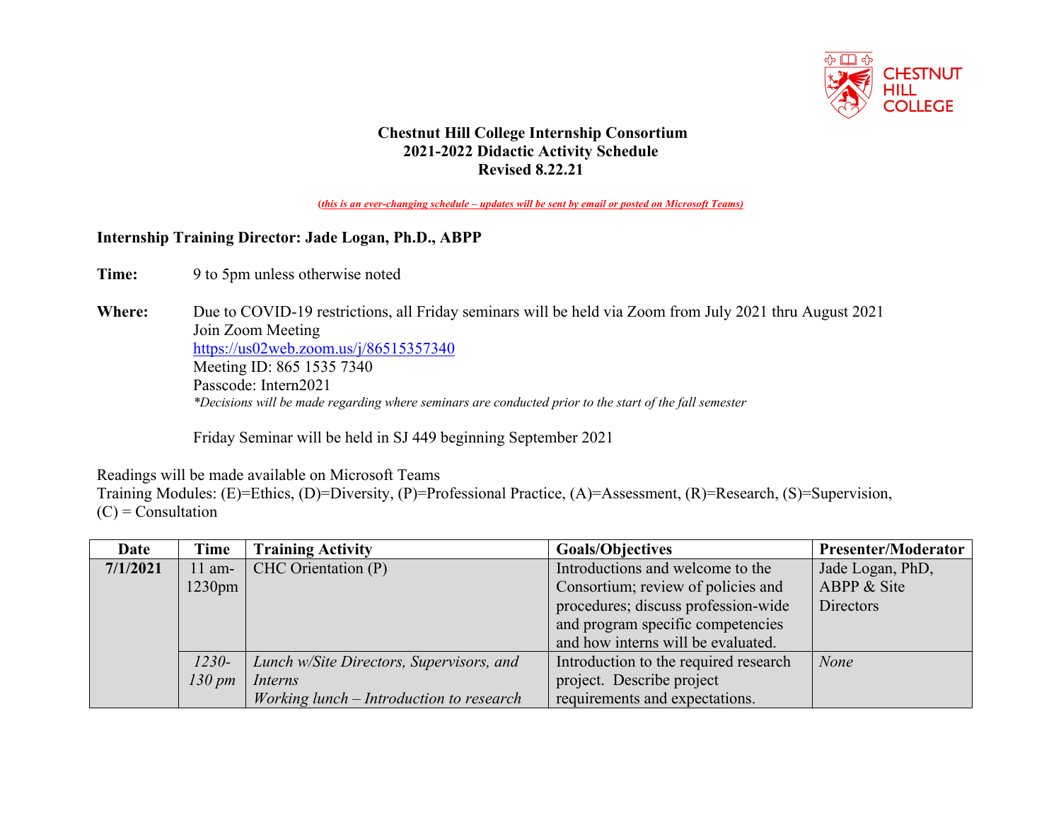**Chestnut Hill College Internship Consortium**
**2021-2022 Didactic Activity Schedule**
**Revised 8.22.21**

*(this is an ever-changing schedule – updates will be sent by email or posted on Microsoft Teams)*

**Internship Training Director: Jade Logan, Ph.D., ABPP**

**Time:** 9 to 5pm unless otherwise noted

**Where:** Due to COVID-19 restrictions, all Friday seminars will be held via Zoom from July 2021 thru August 2021
Join Zoom Meeting
https://us02web.zoom.us/j/86515357340
Meeting ID: 865 1535 7340
Passcode: Intern2021
*\*Decisions will be made regarding where seminars are conducted prior to the start of the fall semester*

Friday Seminar will be held in SJ 449 beginning September 2021

Readings will be made available on Microsoft Teams
Training Modules: (E)=Ethics, (D)=Diversity, (P)=Professional Practice, (A)=Assessment, (R)=Research, (S)=Supervision, (C) = Consultation

| Date | Time | Training Activity | Goals/Objectives | Presenter/Moderator |
|---|---|---|---|---|
| **7/1/2021** | 11 am-1230pm | CHC Orientation (P) | Introductions and welcome to the Consortium; review of policies and procedures; discuss profession-wide and program specific competencies and how interns will be evaluated. | Jade Logan, PhD, ABPP & Site Directors |
| | *1230-130 pm* | *Lunch w/Site Directors, Supervisors, and Interns Working lunch – Introduction to research* | Introduction to the required research project. Describe project requirements and expectations. | *None* |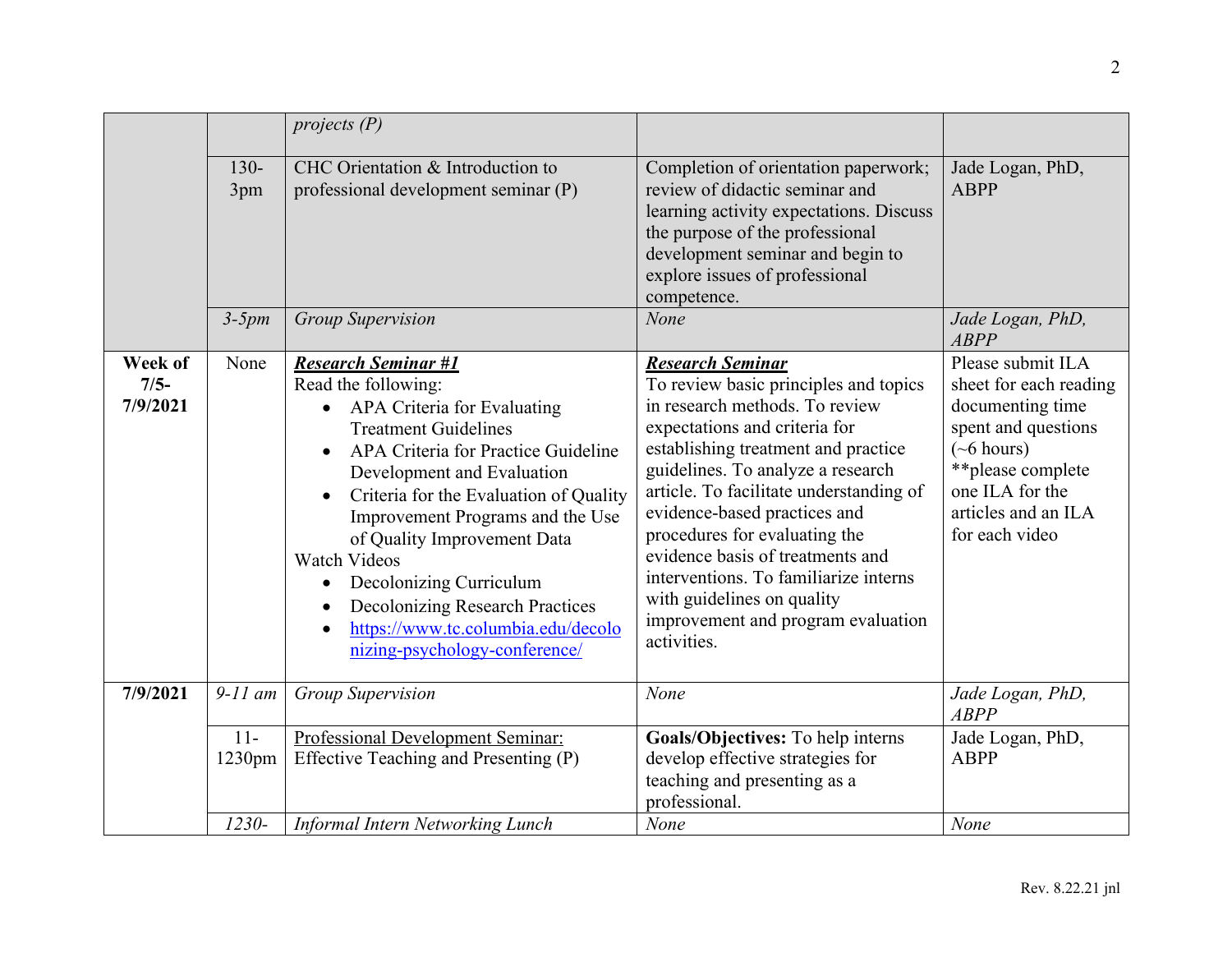| | | | | |
|---|---|---|---|---|
| | | *projects (P)* | | |
| | 130-3pm | CHC Orientation & Introduction to professional development seminar (P) | Completion of orientation paperwork; review of didactic seminar and learning activity expectations. Discuss the purpose of the professional development seminar and begin to explore issues of professional competence. | Jade Logan, PhD, ABPP |
| | *3-5pm* | *Group Supervision* | *None* | *Jade Logan, PhD, ABPP* |
| **Week of 7/5-7/9/2021** | None | ***Research Seminar #1***<br>Read the following:<br>• APA Criteria for Evaluating Treatment Guidelines<br>• APA Criteria for Practice Guideline Development and Evaluation<br>• Criteria for the Evaluation of Quality Improvement Programs and the Use of Quality Improvement Data<br>Watch Videos<br>• Decolonizing Curriculum<br>• Decolonizing Research Practices<br>• https://www.tc.columbia.edu/decolonizing-psychology-conference/ | ***Research Seminar***<br>To review basic principles and topics in research methods. To review expectations and criteria for establishing treatment and practice guidelines. To analyze a research article. To facilitate understanding of evidence-based practices and procedures for evaluating the evidence basis of treatments and interventions. To familiarize interns with guidelines on quality improvement and program evaluation activities. | Please submit ILA sheet for each reading documenting time spent and questions (~6 hours)<br>**please complete one ILA for the articles and an ILA for each video |
| **7/9/2021** | *9-11 am* | *Group Supervision* | *None* | *Jade Logan, PhD, ABPP* |
| | 11-1230pm | Professional Development Seminar: Effective Teaching and Presenting (P) | **Goals/Objectives:** To help interns develop effective strategies for teaching and presenting as a professional. | Jade Logan, PhD, ABPP |
| | *1230-* | *Informal Intern Networking Lunch* | *None* | *None* |

Rev. 8.22.21 jnl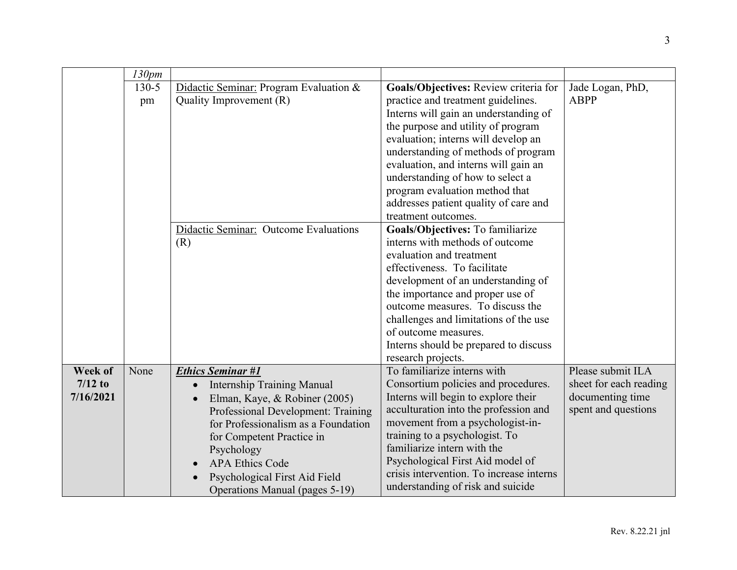| | | | | |
|---|---|---|---|---|
| | *130pm* | | | |
| | 130-5 pm | Didactic Seminar: Program Evaluation & Quality Improvement (R) | **Goals/Objectives:** Review criteria for practice and treatment guidelines. Interns will gain an understanding of the purpose and utility of program evaluation; interns will develop an understanding of methods of program evaluation, and interns will gain an understanding of how to select a program evaluation method that addresses patient quality of care and treatment outcomes. | Jade Logan, PhD, ABPP |
| | | Didactic Seminar: Outcome Evaluations (R) | **Goals/Objectives:** To familiarize interns with methods of outcome evaluation and treatment effectiveness. To facilitate development of an understanding of the importance and proper use of outcome measures. To discuss the challenges and limitations of the use of outcome measures.<br>Interns should be prepared to discuss research projects. | |
| **Week of 7/12 to 7/16/2021** | None | ***Ethics Seminar #1***<br>• Internship Training Manual<br>• Elman, Kaye, & Robiner (2005) Professional Development: Training for Professionalism as a Foundation for Competent Practice in Psychology<br>• APA Ethics Code<br>• Psychological First Aid Field Operations Manual (pages 5-19) | To familiarize interns with Consortium policies and procedures. Interns will begin to explore their acculturation into the profession and movement from a psychologist-in-training to a psychologist. To familiarize intern with the Psychological First Aid model of crisis intervention. To increase interns understanding of risk and suicide | Please submit ILA sheet for each reading documenting time spent and questions |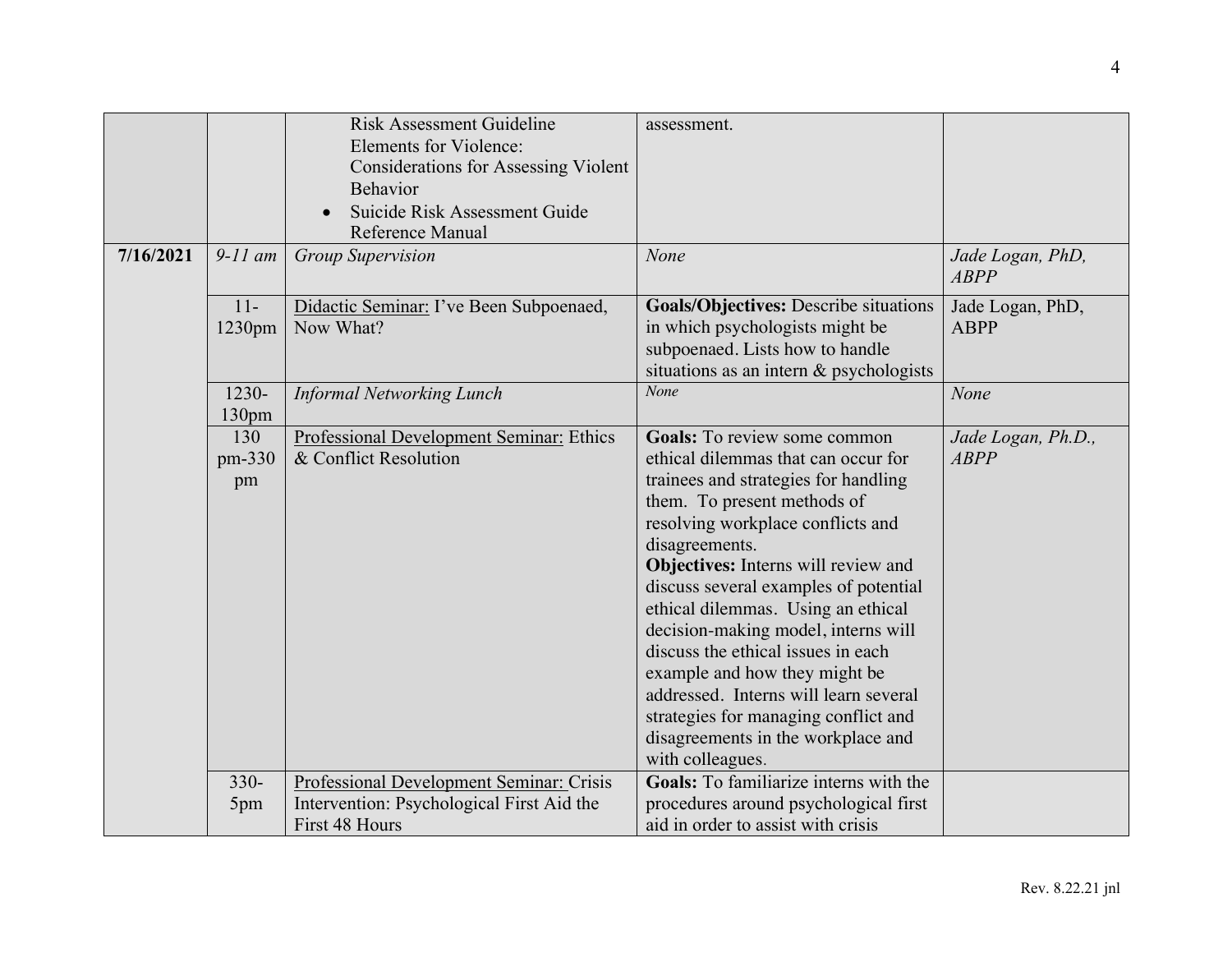| | | | | |
|---|---|---|---|---|
| | | Risk Assessment Guideline Elements for Violence: Considerations for Assessing Violent Behavior<br>• Suicide Risk Assessment Guide Reference Manual | assessment. | |
| **7/16/2021** | *9-11 am* | *Group Supervision* | *None* | *Jade Logan, PhD, ABPP* |
| | 11-1230pm | Didactic Seminar: I've Been Subpoenaed, Now What? | **Goals/Objectives:** Describe situations in which psychologists might be subpoenaed. Lists how to handle situations as an intern & psychologists | Jade Logan, PhD, ABPP |
| | 1230-130pm | *Informal Networking Lunch* | *None* | *None* |
| | 130 pm-330 pm | Professional Development Seminar: Ethics & Conflict Resolution | **Goals:** To review some common ethical dilemmas that can occur for trainees and strategies for handling them. To present methods of resolving workplace conflicts and disagreements.<br>**Objectives:** Interns will review and discuss several examples of potential ethical dilemmas. Using an ethical decision-making model, interns will discuss the ethical issues in each example and how they might be addressed. Interns will learn several strategies for managing conflict and disagreements in the workplace and with colleagues. | *Jade Logan, Ph.D., ABPP* |
| | 330-5pm | Professional Development Seminar: Crisis Intervention: Psychological First Aid the First 48 Hours | **Goals:** To familiarize interns with the procedures around psychological first aid in order to assist with crisis | |

Rev. 8.22.21 jnl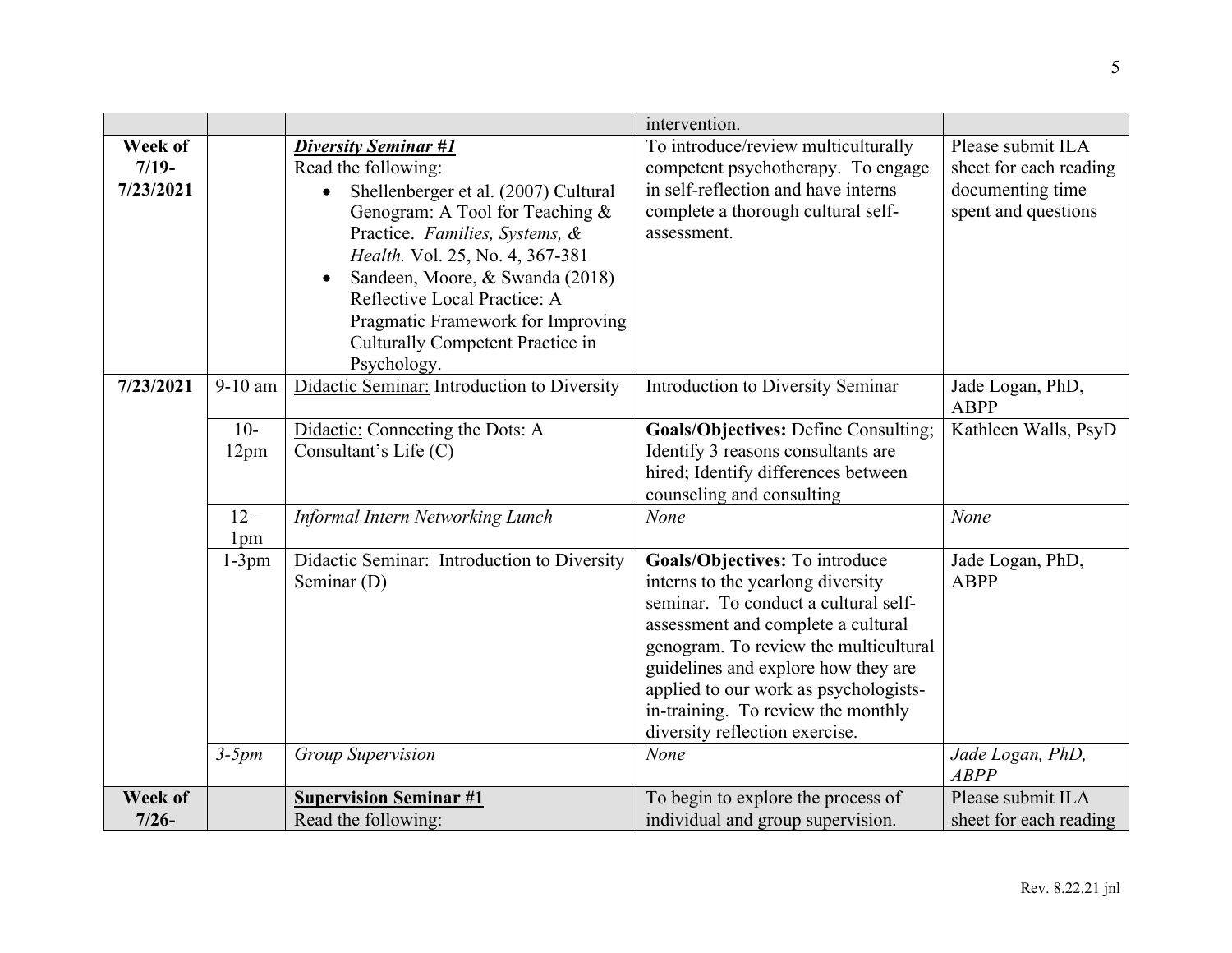| | | | intervention. | |
|---|---|---|---|---|
| **Week of 7/19-7/23/2021** | | ***Diversity Seminar #1***<br>Read the following:<br>• Shellenberger et al. (2007) Cultural Genogram: A Tool for Teaching & Practice. *Families, Systems, & Health.* Vol. 25, No. 4, 367-381<br>• Sandeen, Moore, & Swanda (2018) Reflective Local Practice: A Pragmatic Framework for Improving Culturally Competent Practice in Psychology. | To introduce/review multiculturally competent psychotherapy. To engage in self-reflection and have interns complete a thorough cultural self-assessment. | Please submit ILA sheet for each reading documenting time spent and questions |
| **7/23/2021** | 9-10 am | Didactic Seminar: Introduction to Diversity | Introduction to Diversity Seminar | Jade Logan, PhD, ABPP |
| | 10-12pm | Didactic: Connecting the Dots: A Consultant's Life (C) | **Goals/Objectives:** Define Consulting; Identify 3 reasons consultants are hired; Identify differences between counseling and consulting | Kathleen Walls, PsyD |
| | 12 – 1pm | *Informal Intern Networking Lunch* | *None* | *None* |
| | 1-3pm | Didactic Seminar: Introduction to Diversity Seminar (D) | **Goals/Objectives:** To introduce interns to the yearlong diversity seminar. To conduct a cultural self-assessment and complete a cultural genogram. To review the multicultural guidelines and explore how they are applied to our work as psychologists-in-training. To review the monthly diversity reflection exercise. | Jade Logan, PhD, ABPP |
| | *3-5pm* | *Group Supervision* | *None* | *Jade Logan, PhD, ABPP* |
| **Week of 7/26-** | | **Supervision Seminar #1**<br>Read the following: | To begin to explore the process of individual and group supervision. | Please submit ILA sheet for each reading |

Rev. 8.22.21 jnl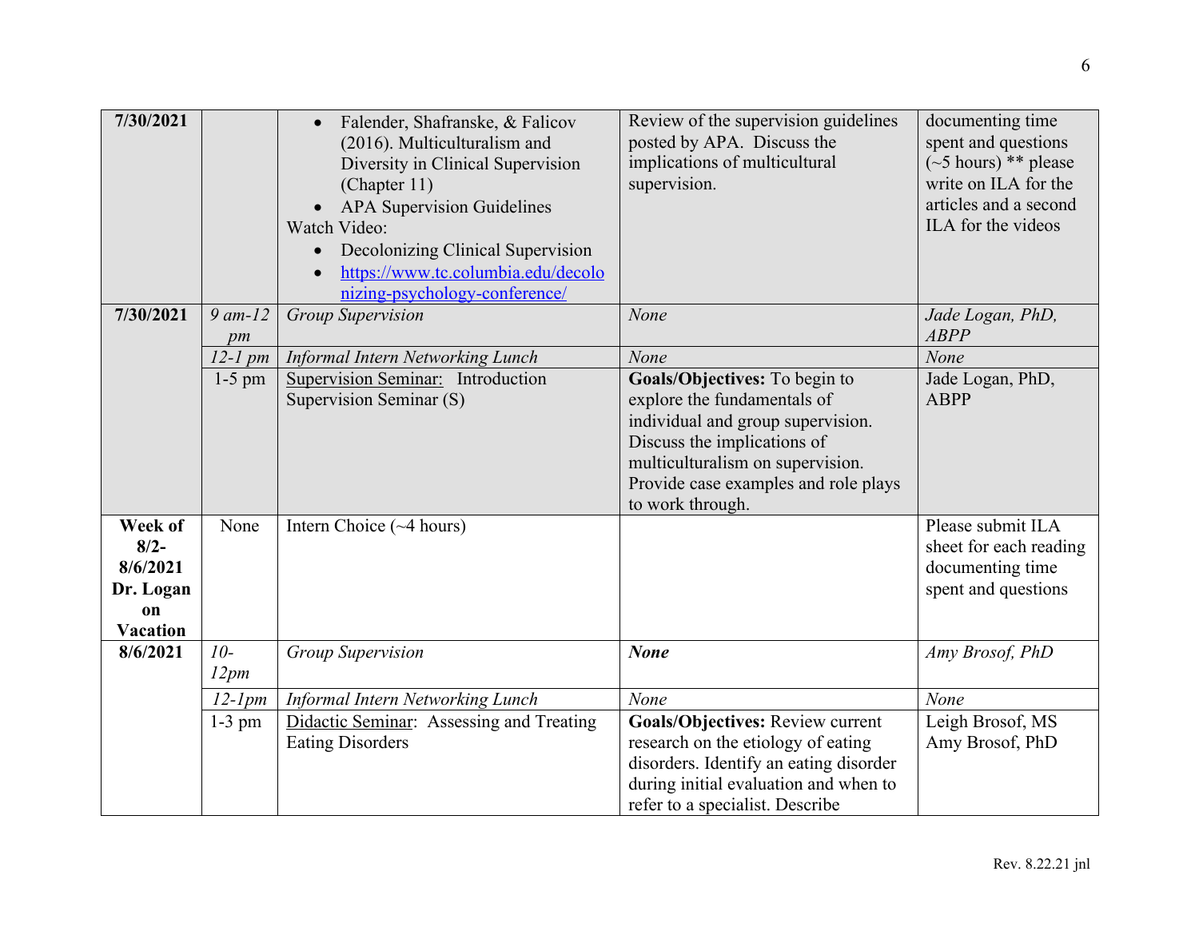| 7/30/2021 | | • Falender, Shafranske, & Falicov (2016). Multiculturalism and Diversity in Clinical Supervision (Chapter 11)<br>• APA Supervision Guidelines<br>Watch Video:<br>• Decolonizing Clinical Supervision<br>• https://www.tc.columbia.edu/decolonizing-psychology-conference/ | Review of the supervision guidelines posted by APA. Discuss the implications of multicultural supervision. | documenting time spent and questions (~5 hours) ** please write on ILA for the articles and a second ILA for the videos |
|---|---|---|---|---|
| 7/30/2021 | *9 am-12 pm* | *Group Supervision* | *None* | *Jade Logan, PhD, ABPP* |
| | *12-1 pm* | *Informal Intern Networking Lunch* | *None* | *None* |
| | 1-5 pm | Supervision Seminar: Introduction Supervision Seminar (S) | **Goals/Objectives:** To begin to explore the fundamentals of individual and group supervision. Discuss the implications of multiculturalism on supervision. Provide case examples and role plays to work through. | Jade Logan, PhD, ABPP |
| **Week of 8/2-8/6/2021 Dr. Logan on Vacation** | None | Intern Choice (~4 hours) | | Please submit ILA sheet for each reading documenting time spent and questions |
| **8/6/2021** | *10-12pm* | *Group Supervision* | ***None*** | *Amy Brosof, PhD* |
| | *12-1pm* | *Informal Intern Networking Lunch* | *None* | *None* |
| | 1-3 pm | Didactic Seminar: Assessing and Treating Eating Disorders | **Goals/Objectives:** Review current research on the etiology of eating disorders. Identify an eating disorder during initial evaluation and when to refer to a specialist. Describe | Leigh Brosof, MS<br>Amy Brosof, PhD |

Rev. 8.22.21 jnl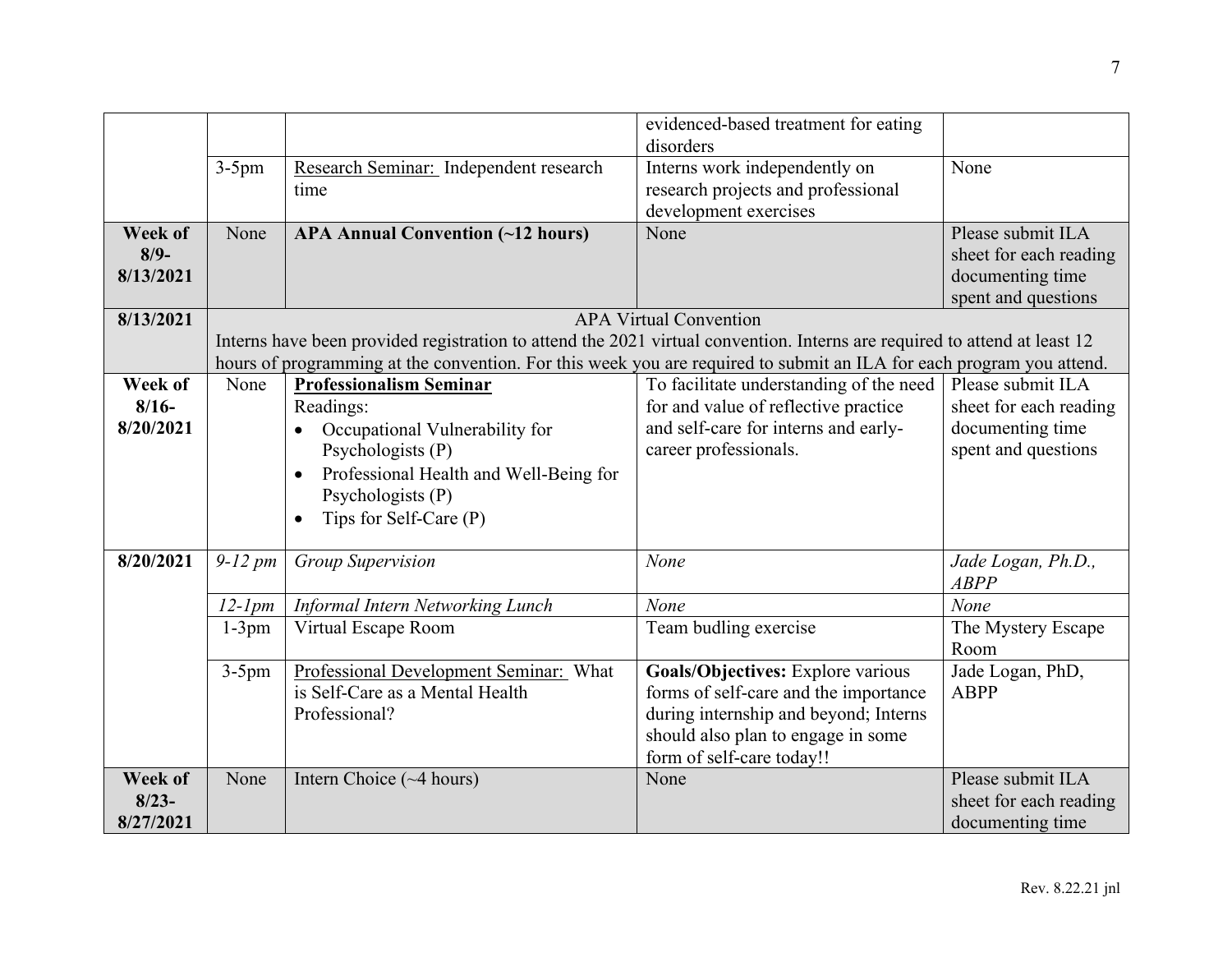| | | | | |
|---|---|---|---|---|
| | | | evidenced-based treatment for eating disorders | |
| | 3-5pm | Research Seminar: Independent research time | Interns work independently on research projects and professional development exercises | None |
| **Week of 8/9-8/13/2021** | None | **APA Annual Convention (~12 hours)** | None | Please submit ILA sheet for each reading documenting time spent and questions |
| **8/13/2021** | APA Virtual Convention<br>Interns have been provided registration to attend the 2021 virtual convention. Interns are required to attend at least 12 hours of programming at the convention. For this week you are required to submit an ILA for each program you attend. | | | |
| **Week of 8/16-8/20/2021** | None | **Professionalism Seminar**<br>Readings:<br>• Occupational Vulnerability for Psychologists (P)<br>• Professional Health and Well-Being for Psychologists (P)<br>• Tips for Self-Care (P) | To facilitate understanding of the need for and value of reflective practice and self-care for interns and early-career professionals. | Please submit ILA sheet for each reading documenting time spent and questions |
| **8/20/2021** | *9-12 pm* | *Group Supervision* | *None* | *Jade Logan, Ph.D., ABPP* |
| | *12-1pm* | *Informal Intern Networking Lunch* | *None* | *None* |
| | 1-3pm | Virtual Escape Room | Team budling exercise | The Mystery Escape Room |
| | 3-5pm | Professional Development Seminar: What is Self-Care as a Mental Health Professional? | **Goals/Objectives:** Explore various forms of self-care and the importance during internship and beyond; Interns should also plan to engage in some form of self-care today!! | Jade Logan, PhD, ABPP |
| **Week of 8/23-8/27/2021** | None | Intern Choice (~4 hours) | None | Please submit ILA sheet for each reading documenting time |

Rev. 8.22.21 jnl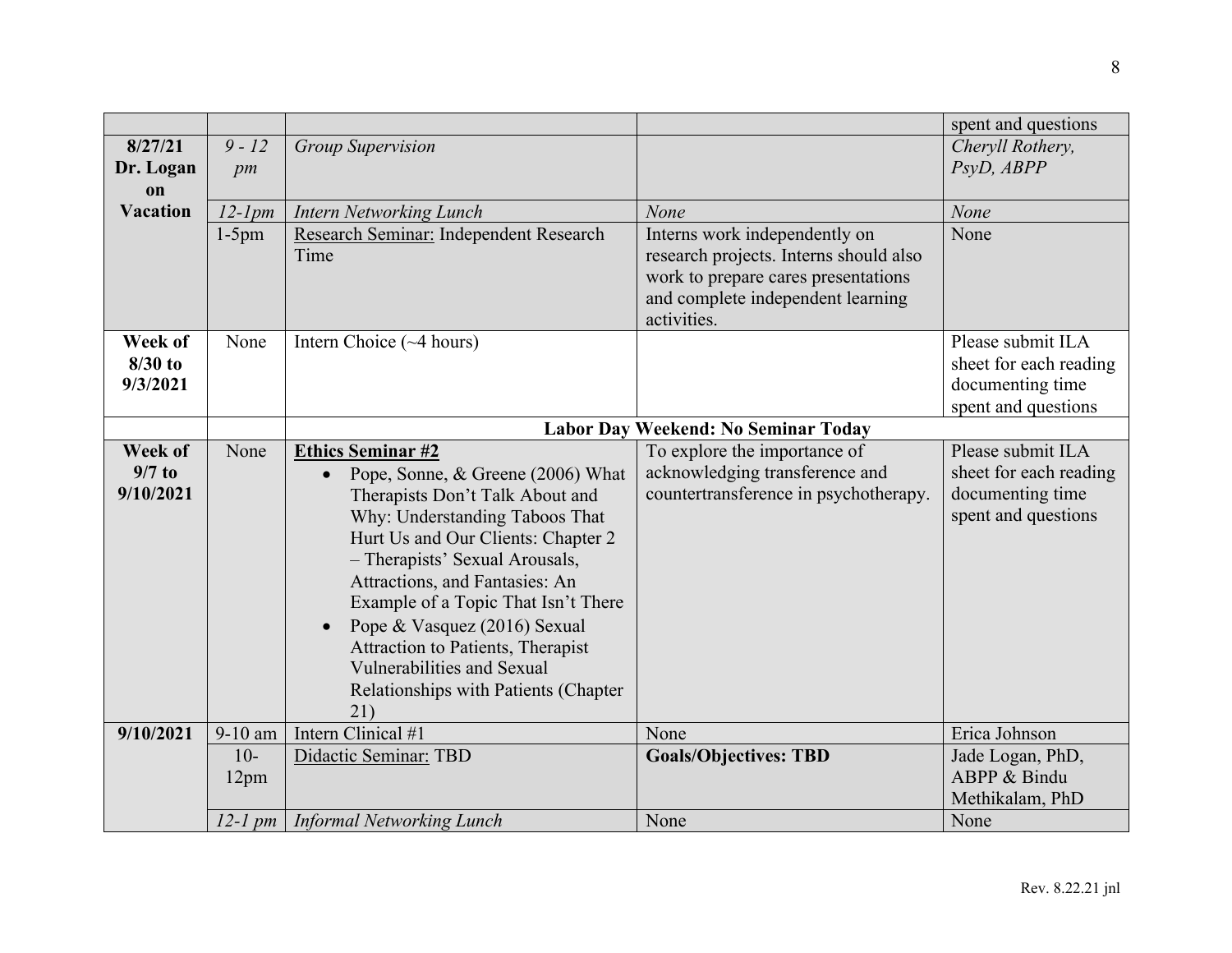| | | | | |
|---|---|---|---|---|
| | | | | spent and questions |
| **8/27/21 Dr. Logan on Vacation** | *9 - 12 pm* | *Group Supervision* | | *Cheryll Rothery, PsyD, ABPP* |
| | *12-1pm* | *Intern Networking Lunch* | *None* | *None* |
| | 1-5pm | Research Seminar: Independent Research Time | Interns work independently on research projects. Interns should also work to prepare cares presentations and complete independent learning activities. | None |
| **Week of 8/30 to 9/3/2021** | None | Intern Choice (~4 hours) | | Please submit ILA sheet for each reading documenting time spent and questions |
| | | **Labor Day Weekend: No Seminar Today** | | |
| **Week of 9/7 to 9/10/2021** | None | **Ethics Seminar #2** <br> • Pope, Sonne, & Greene (2006) What Therapists Don't Talk About and Why: Understanding Taboos That Hurt Us and Our Clients: Chapter 2 – Therapists' Sexual Arousals, Attractions, and Fantasies: An Example of a Topic That Isn't There <br> • Pope & Vasquez (2016) Sexual Attraction to Patients, Therapist Vulnerabilities and Sexual Relationships with Patients (Chapter 21) | To explore the importance of acknowledging transference and countertransference in psychotherapy. | Please submit ILA sheet for each reading documenting time spent and questions |
| **9/10/2021** | 9-10 am | Intern Clinical #1 | None | Erica Johnson |
| | 10-12pm | Didactic Seminar: TBD | **Goals/Objectives: TBD** | Jade Logan, PhD, ABPP & Bindu Methikalam, PhD |
| | *12-1 pm* | *Informal Networking Lunch* | None | None |

Rev. 8.22.21 jnl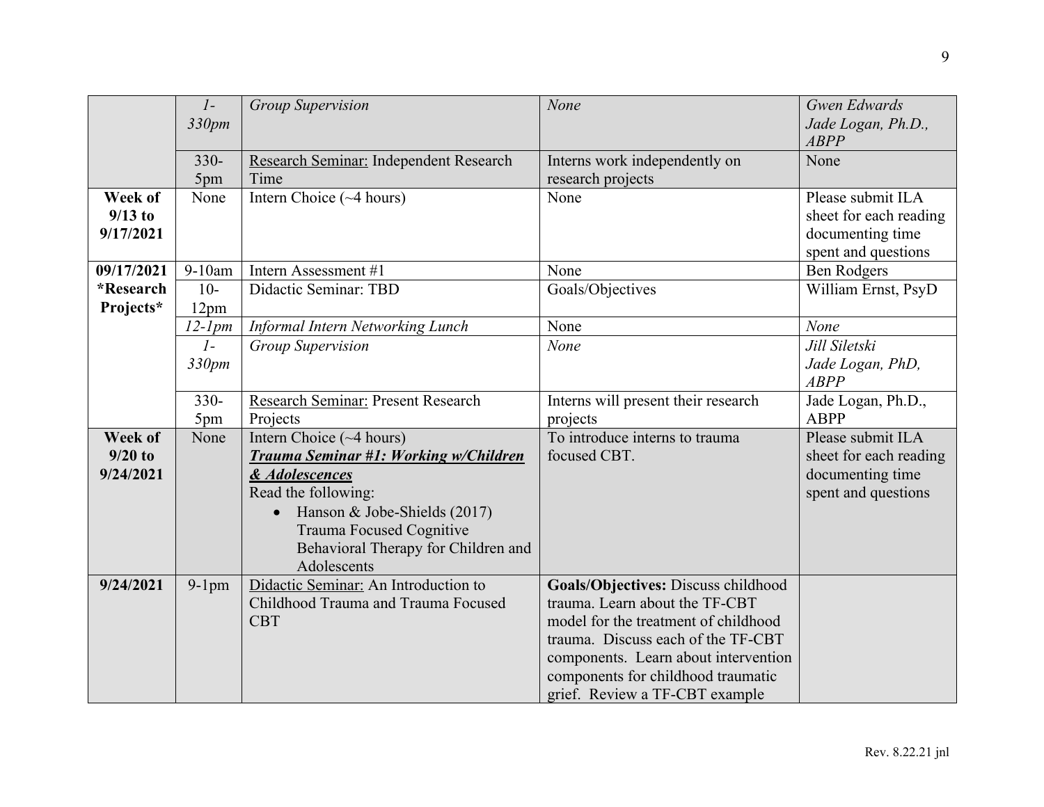| | | | | |
|---|---|---|---|---|
| | *1-330pm* | *Group Supervision* | *None* | *Gwen Edwards Jade Logan, Ph.D., ABPP* |
| | 330-5pm | Research Seminar: Independent Research Time | Interns work independently on research projects | None |
| **Week of 9/13 to 9/17/2021** | None | Intern Choice (~4 hours) | None | Please submit ILA sheet for each reading documenting time spent and questions |
| **09/17/2021 *Research Projects*** | 9-10am | Intern Assessment #1 | None | Ben Rodgers |
| | 10-12pm | Didactic Seminar: TBD | Goals/Objectives | William Ernst, PsyD |
| | *12-1pm* | *Informal Intern Networking Lunch* | None | *None* |
| | *1-330pm* | *Group Supervision* | *None* | *Jill Siletski Jade Logan, PhD, ABPP* |
| | 330-5pm | Research Seminar: Present Research Projects | Interns will present their research projects | Jade Logan, Ph.D., ABPP |
| **Week of 9/20 to 9/24/2021** | None | Intern Choice (~4 hours) ***Trauma Seminar #1: Working w/Children & Adolescences*** Read the following: • Hanson & Jobe-Shields (2017) Trauma Focused Cognitive Behavioral Therapy for Children and Adolescents | To introduce interns to trauma focused CBT. | Please submit ILA sheet for each reading documenting time spent and questions |
| **9/24/2021** | 9-1pm | Didactic Seminar: An Introduction to Childhood Trauma and Trauma Focused CBT | **Goals/Objectives:** Discuss childhood trauma. Learn about the TF-CBT model for the treatment of childhood trauma. Discuss each of the TF-CBT components. Learn about intervention components for childhood traumatic grief. Review a TF-CBT example | |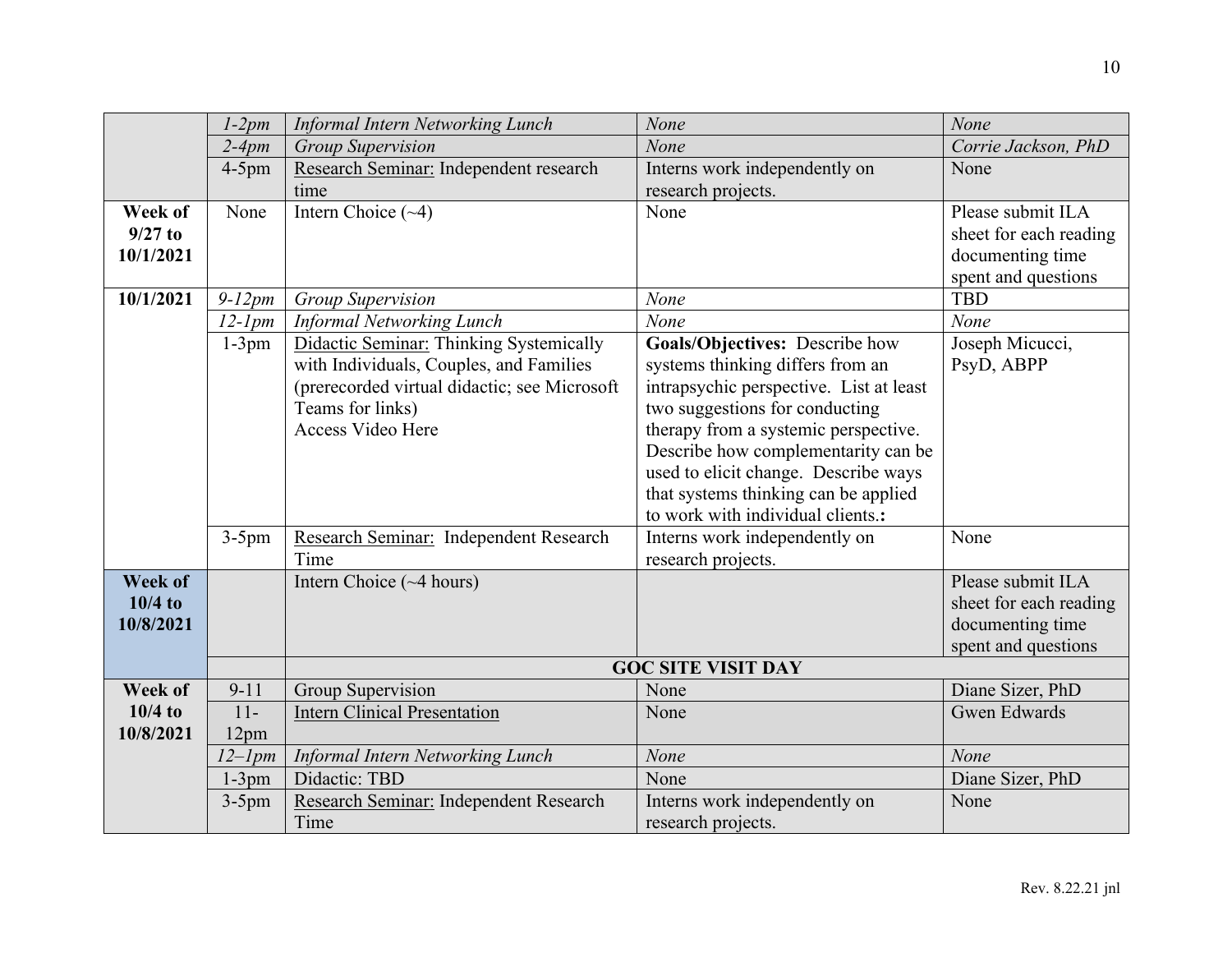| | | | | |
|---|---|---|---|---|
| | *1-2pm* | *Informal Intern Networking Lunch* | *None* | *None* |
| | *2-4pm* | *Group Supervision* | *None* | *Corrie Jackson, PhD* |
| | 4-5pm | Research Seminar: Independent research time | Interns work independently on research projects. | None |
| **Week of 9/27 to 10/1/2021** | None | Intern Choice (~4) | None | Please submit ILA sheet for each reading documenting time spent and questions |
| **10/1/2021** | *9-12pm* | *Group Supervision* | *None* | TBD |
| | *12-1pm* | *Informal Networking Lunch* | *None* | *None* |
| | 1-3pm | Didactic Seminar: Thinking Systemically with Individuals, Couples, and Families (prerecorded virtual didactic; see Microsoft Teams for links) Access Video Here | **Goals/Objectives:** Describe how systems thinking differs from an intrapsychic perspective. List at least two suggestions for conducting therapy from a systemic perspective. Describe how complementarity can be used to elicit change. Describe ways that systems thinking can be applied to work with individual clients.**:** | Joseph Micucci, PsyD, ABPP |
| | 3-5pm | Research Seminar: Independent Research Time | Interns work independently on research projects. | None |
| **Week of 10/4 to 10/8/2021** | | Intern Choice (~4 hours) | | Please submit ILA sheet for each reading documenting time spent and questions |
| | | **GOC SITE VISIT DAY** | | |
| **Week of 10/4 to 10/8/2021** | 9-11 | Group Supervision | None | Diane Sizer, PhD |
| | 11-12pm | Intern Clinical Presentation | None | Gwen Edwards |
| | *12–1pm* | *Informal Intern Networking Lunch* | *None* | *None* |
| | 1-3pm | Didactic: TBD | None | Diane Sizer, PhD |
| | 3-5pm | Research Seminar: Independent Research Time | Interns work independently on research projects. | None |

Rev. 8.22.21 jnl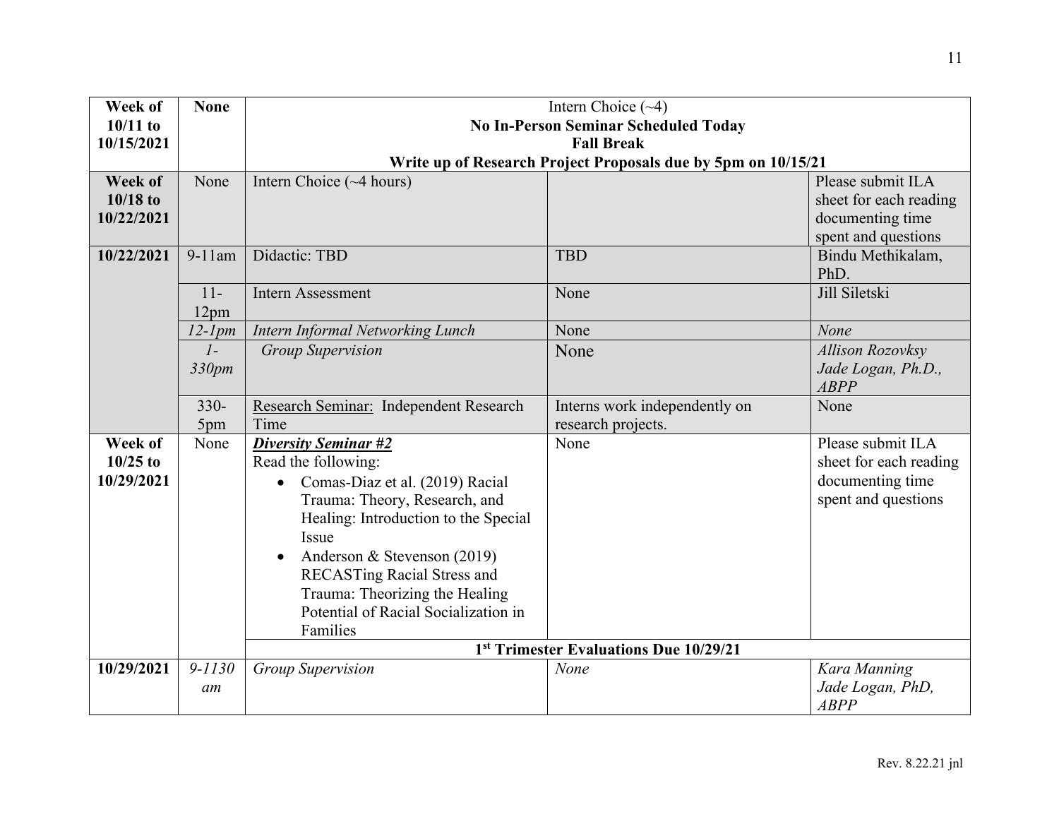| Week of 10/11 to 10/15/2021 | None | Intern Choice (~4)<br>**No In-Person Seminar Scheduled Today**<br>**Fall Break**<br>**Write up of Research Project Proposals due by 5pm on 10/15/21** | | |
|---|---|---|---|---|
| **Week of 10/18 to 10/22/2021** | None | Intern Choice (~4 hours) | | Please submit ILA sheet for each reading documenting time spent and questions |
| **10/22/2021** | 9-11am | Didactic: TBD | TBD | Bindu Methikalam, PhD. |
| | 11-12pm | Intern Assessment | None | Jill Siletski |
| | *12-1pm* | *Intern Informal Networking Lunch* | None | *None* |
| | *1-330pm* | *Group Supervision* | None | *Allison Rozovksy*<br>*Jade Logan, Ph.D., ABPP* |
| | 330-5pm | Research Seminar: Independent Research Time | Interns work independently on research projects. | None |
| **Week of 10/25 to 10/29/2021** | None | ***Diversity Seminar #2***<br>Read the following:<br>• Comas-Diaz et al. (2019) Racial Trauma: Theory, Research, and Healing: Introduction to the Special Issue<br>• Anderson & Stevenson (2019) RECASTing Racial Stress and Trauma: Theorizing the Healing Potential of Racial Socialization in Families | None | Please submit ILA sheet for each reading documenting time spent and questions |
| | | **1st Trimester Evaluations Due 10/29/21** | | |
| **10/29/2021** | *9-1130 am* | *Group Supervision* | *None* | *Kara Manning*<br>*Jade Logan, PhD, ABPP* |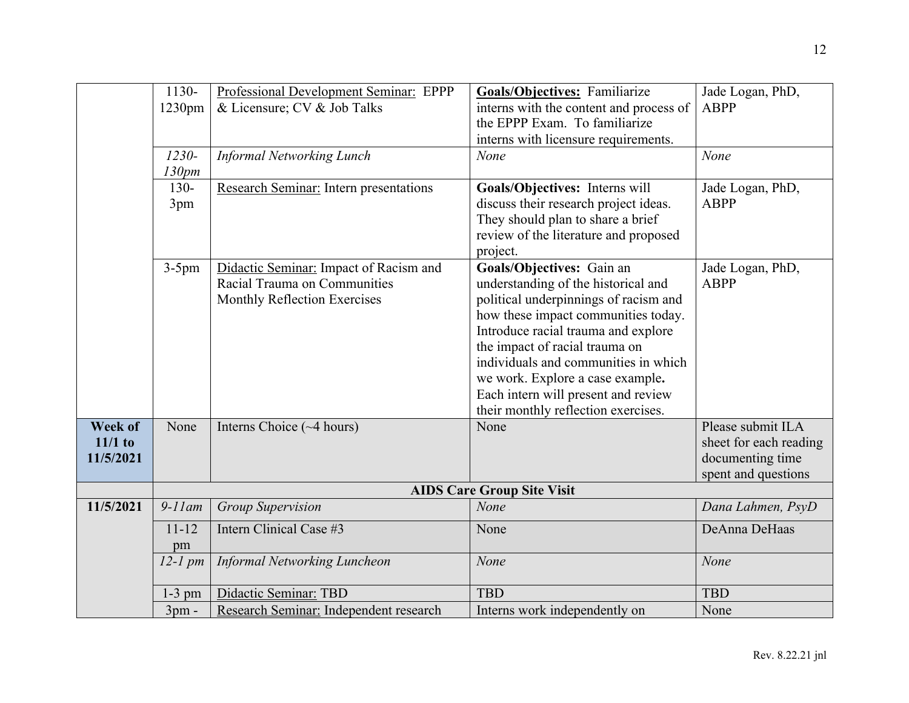| | | | | |
|---|---|---|---|---|
| | 1130-1230pm | Professional Development Seminar: EPPP & Licensure; CV & Job Talks | **Goals/Objectives:** Familiarize interns with the content and process of the EPPP Exam. To familiarize interns with licensure requirements. | Jade Logan, PhD, ABPP |
| | *1230-130pm* | *Informal Networking Lunch* | *None* | *None* |
| | 130-3pm | Research Seminar: Intern presentations | **Goals/Objectives:** Interns will discuss their research project ideas. They should plan to share a brief review of the literature and proposed project. | Jade Logan, PhD, ABPP |
| | 3-5pm | Didactic Seminar: Impact of Racism and Racial Trauma on Communities<br>Monthly Reflection Exercises | **Goals/Objectives:** Gain an understanding of the historical and political underpinnings of racism and how these impact communities today. Introduce racial trauma and explore the impact of racial trauma on individuals and communities in which we work. Explore a case example**.** Each intern will present and review their monthly reflection exercises. | Jade Logan, PhD, ABPP |
| **Week of 11/1 to 11/5/2021** | None | Interns Choice (~4 hours) | None | Please submit ILA sheet for each reading documenting time spent and questions |
| | **AIDS Care Group Site Visit** | | | |
| **11/5/2021** | *9-11am* | *Group Supervision* | *None* | *Dana Lahmen, PsyD* |
| | 11-12 pm | Intern Clinical Case #3 | None | DeAnna DeHaas |
| | *12-1 pm* | *Informal Networking Luncheon* | *None* | *None* |
| | 1-3 pm | Didactic Seminar: TBD | TBD | TBD |
| | 3pm - | Research Seminar: Independent research | Interns work independently on | None |

Rev. 8.22.21 jnl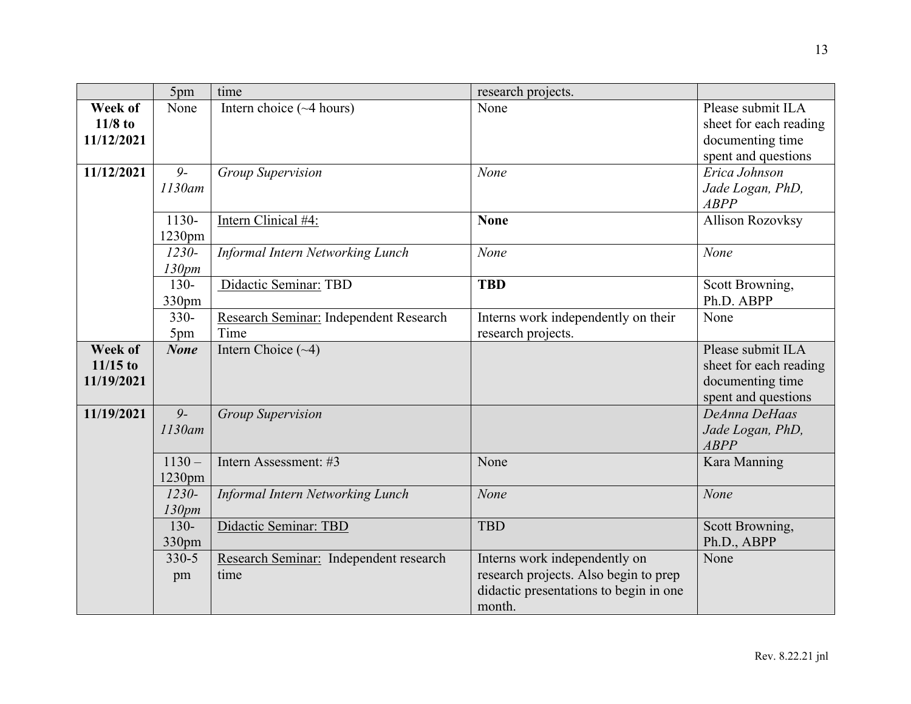| | | | | |
|---|---|---|---|---|
| | 5pm | time | research projects. | |
| **Week of 11/8 to 11/12/2021** | None | Intern choice (~4 hours) | None | Please submit ILA sheet for each reading documenting time spent and questions |
| **11/12/2021** | *9-1130am* | *Group Supervision* | *None* | *Erica Johnson Jade Logan, PhD, ABPP* |
| | 1130-1230pm | Intern Clinical #4: | **None** | Allison Rozovksy |
| | *1230-130pm* | *Informal Intern Networking Lunch* | *None* | *None* |
| | 130-330pm | Didactic Seminar: TBD | **TBD** | Scott Browning, Ph.D. ABPP |
| | 330-5pm | Research Seminar: Independent Research Time | Interns work independently on their research projects. | None |
| **Week of 11/15 to 11/19/2021** | ***None*** | Intern Choice (~4) | | Please submit ILA sheet for each reading documenting time spent and questions |
| **11/19/2021** | *9-1130am* | *Group Supervision* | | *DeAnna DeHaas Jade Logan, PhD, ABPP* |
| | 1130 – 1230pm | Intern Assessment: #3 | None | Kara Manning |
| | *1230-130pm* | *Informal Intern Networking Lunch* | *None* | *None* |
| | 130-330pm | Didactic Seminar: TBD | TBD | Scott Browning, Ph.D., ABPP |
| | 330-5 pm | Research Seminar: Independent research time | Interns work independently on research projects. Also begin to prep didactic presentations to begin in one month. | None |

Rev. 8.22.21 jnl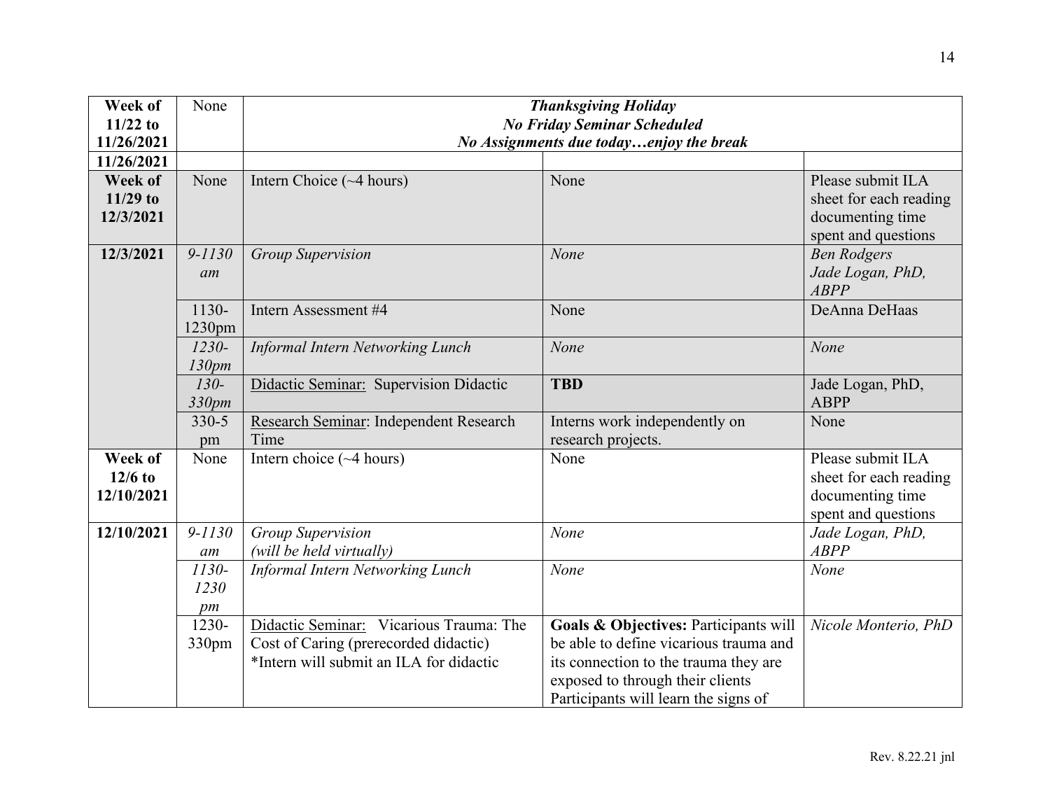| | | | | |
|---|---|---|---|---|
| **Week of 11/22 to 11/26/2021** | None | ***Thanksgiving Holiday*** ***No Friday Seminar Scheduled*** ***No Assignments due today…enjoy the break*** | | |
| **11/26/2021** | | | | |
| **Week of 11/29 to 12/3/2021** | None | Intern Choice (~4 hours) | None | Please submit ILA sheet for each reading documenting time spent and questions |
| **12/3/2021** | *9-1130 am* | *Group Supervision* | *None* | *Ben Rodgers* *Jade Logan, PhD, ABPP* |
| | 1130-1230pm | Intern Assessment #4 | None | DeAnna DeHaas |
| | *1230-130pm* | *Informal Intern Networking Lunch* | *None* | *None* |
| | *130-330pm* | Didactic Seminar: Supervision Didactic | **TBD** | Jade Logan, PhD, ABPP |
| | 330-5 pm | Research Seminar: Independent Research Time | Interns work independently on research projects. | None |
| **Week of 12/6 to 12/10/2021** | None | Intern choice (~4 hours) | None | Please submit ILA sheet for each reading documenting time spent and questions |
| **12/10/2021** | *9-1130 am* | *Group Supervision* *(will be held virtually)* | *None* | *Jade Logan, PhD, ABPP* |
| | *1130-1230 pm* | *Informal Intern Networking Lunch* | *None* | *None* |
| | 1230-330pm | Didactic Seminar: Vicarious Trauma: The Cost of Caring (prerecorded didactic) *Intern will submit an ILA for didactic | **Goals & Objectives:** Participants will be able to define vicarious trauma and its connection to the trauma they are exposed to through their clients Participants will learn the signs of | *Nicole Monterio, PhD* |

Rev. 8.22.21 jnl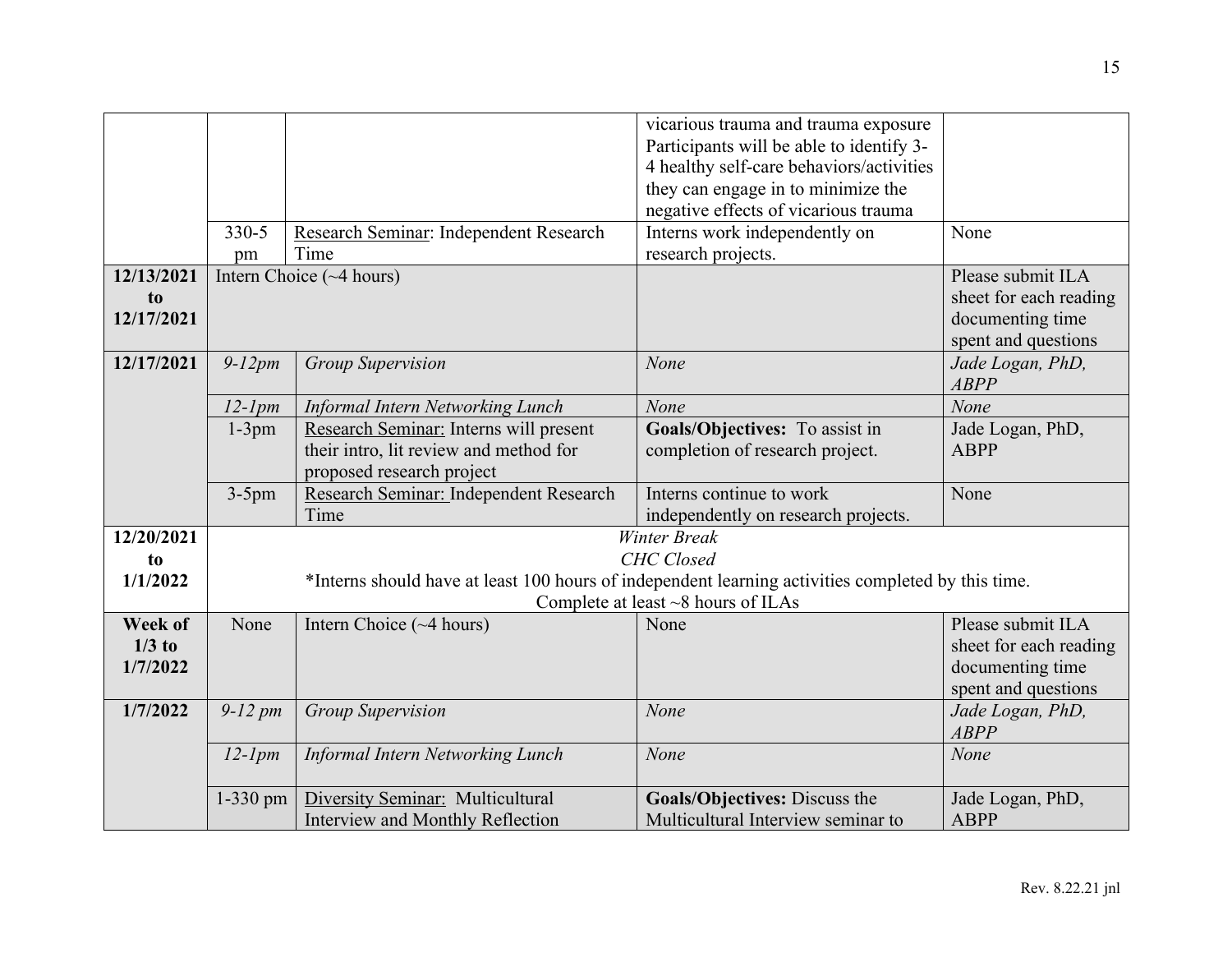| | | | | |
|---|---|---|---|---|
| | | | vicarious trauma and trauma exposure Participants will be able to identify 3-4 healthy self-care behaviors/activities they can engage in to minimize the negative effects of vicarious trauma | |
| | 330-5 pm | Research Seminar: Independent Research Time | Interns work independently on research projects. | None |
| **12/13/2021 to 12/17/2021** | Intern Choice (~4 hours) | | | Please submit ILA sheet for each reading documenting time spent and questions |
| **12/17/2021** | *9-12pm* | *Group Supervision* | *None* | *Jade Logan, PhD, ABPP* |
| | *12-1pm* | *Informal Intern Networking Lunch* | *None* | *None* |
| | 1-3pm | Research Seminar: Interns will present their intro, lit review and method for proposed research project | **Goals/Objectives:** To assist in completion of research project. | Jade Logan, PhD, ABPP |
| | 3-5pm | Research Seminar: Independent Research Time | Interns continue to work independently on research projects. | None |
| **12/20/2021 to 1/1/2022** | *Winter Break* *CHC Closed* *Interns should have at least 100 hours of independent learning activities completed by this time. Complete at least ~8 hours of ILAs | | | |
| **Week of 1/3 to 1/7/2022** | None | Intern Choice (~4 hours) | None | Please submit ILA sheet for each reading documenting time spent and questions |
| **1/7/2022** | *9-12 pm* | *Group Supervision* | *None* | *Jade Logan, PhD, ABPP* |
| | *12-1pm* | *Informal Intern Networking Lunch* | *None* | *None* |
| | 1-330 pm | Diversity Seminar: Multicultural Interview and Monthly Reflection | **Goals/Objectives:** Discuss the Multicultural Interview seminar to | Jade Logan, PhD, ABPP |

Rev. 8.22.21 jnl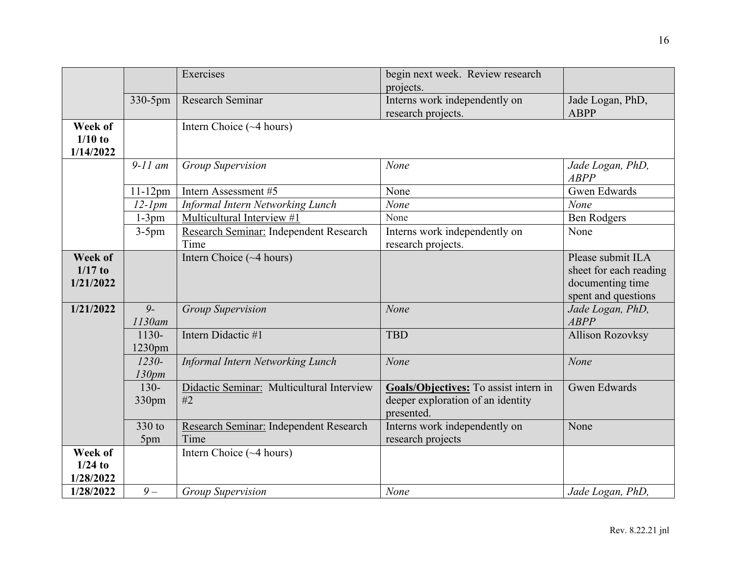| | | | | |
|---|---|---|---|---|
| | | Exercises | begin next week. Review research projects. | |
| | 330-5pm | Research Seminar | Interns work independently on research projects. | Jade Logan, PhD, ABPP |
| **Week of 1/10 to 1/14/2022** | | Intern Choice (~4 hours) | | |
| | *9-11 am* | *Group Supervision* | *None* | *Jade Logan, PhD, ABPP* |
| | 11-12pm | Intern Assessment #5 | None | Gwen Edwards |
| | *12-1pm* | *Informal Intern Networking Lunch* | *None* | *None* |
| | 1-3pm | Multicultural Interview #1 | None | Ben Rodgers |
| | 3-5pm | Research Seminar: Independent Research Time | Interns work independently on research projects. | None |
| **Week of 1/17 to 1/21/2022** | | Intern Choice (~4 hours) | | Please submit ILA sheet for each reading documenting time spent and questions |
| **1/21/2022** | *9-1130am* | *Group Supervision* | *None* | *Jade Logan, PhD, ABPP* |
| | 1130-1230pm | Intern Didactic #1 | TBD | Allison Rozovksy |
| | *1230-130pm* | *Informal Intern Networking Lunch* | *None* | *None* |
| | 130-330pm | Didactic Seminar: Multicultural Interview #2 | **Goals/Objectives:** To assist intern in deeper exploration of an identity presented. | Gwen Edwards |
| | 330 to 5pm | Research Seminar: Independent Research Time | Interns work independently on research projects | None |
| **Week of 1/24 to 1/28/2022** | | Intern Choice (~4 hours) | | |
| **1/28/2022** | *9 –* | *Group Supervision* | *None* | *Jade Logan, PhD,* |

Rev. 8.22.21 jnl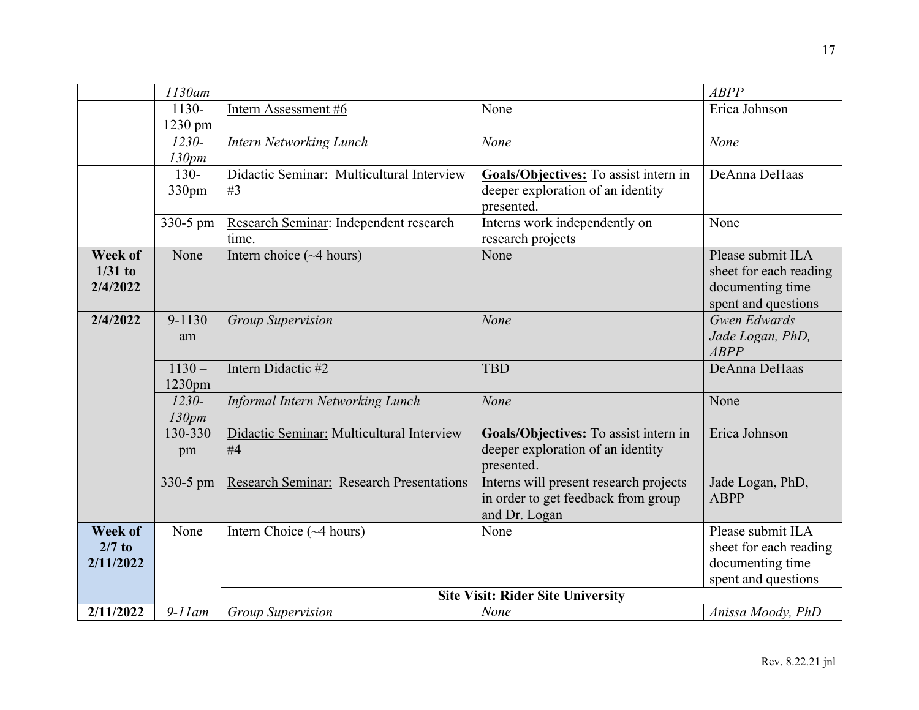| | | | | |
|---|---|---|---|---|
| | *1130am* | | | *ABPP* |
| | 1130-1230 pm | Intern Assessment #6 | None | Erica Johnson |
| | *1230-130pm* | *Intern Networking Lunch* | *None* | *None* |
| | 130-330pm | Didactic Seminar: Multicultural Interview #3 | **Goals/Objectives:** To assist intern in deeper exploration of an identity presented. | DeAnna DeHaas |
| | 330-5 pm | Research Seminar: Independent research time. | Interns work independently on research projects | None |
| **Week of 1/31 to 2/4/2022** | None | Intern choice (~4 hours) | None | Please submit ILA sheet for each reading documenting time spent and questions |
| **2/4/2022** | 9-1130 am | *Group Supervision* | *None* | *Gwen Edwards Jade Logan, PhD, ABPP* |
| | 1130 – 1230pm | Intern Didactic #2 | TBD | DeAnna DeHaas |
| | *1230-130pm* | *Informal Intern Networking Lunch* | *None* | None |
| | 130-330 pm | Didactic Seminar: Multicultural Interview #4 | **Goals/Objectives:** To assist intern in deeper exploration of an identity presented. | Erica Johnson |
| | 330-5 pm | Research Seminar: Research Presentations | Interns will present research projects in order to get feedback from group and Dr. Logan | Jade Logan, PhD, ABPP |
| **Week of 2/7 to 2/11/2022** | None | Intern Choice (~4 hours) | None | Please submit ILA sheet for each reading documenting time spent and questions |
| | | **Site Visit: Rider Site University** | | |
| **2/11/2022** | *9-11am* | *Group Supervision* | *None* | *Anissa Moody, PhD* |

Rev. 8.22.21 jnl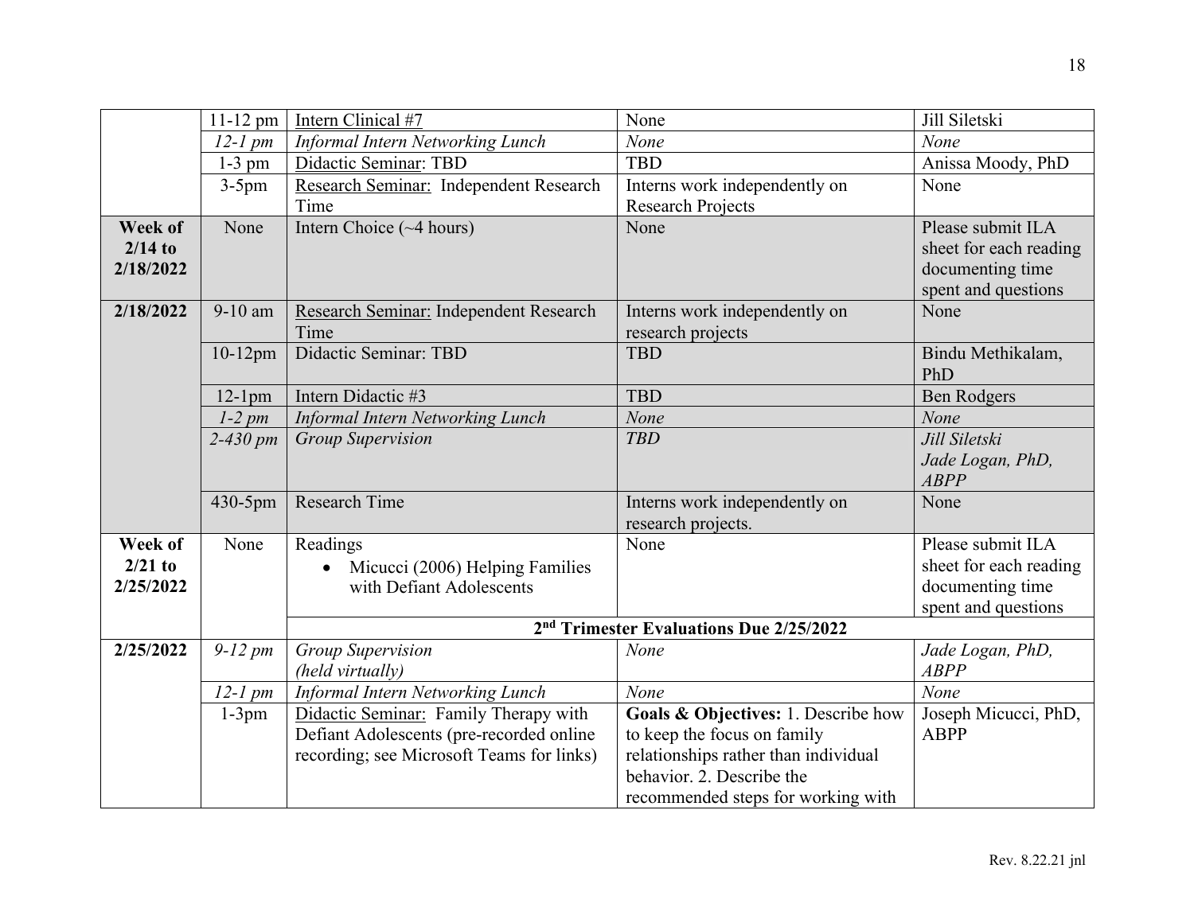| | | | | |
|---|---|---|---|---|
| | 11-12 pm | Intern Clinical #7 | None | Jill Siletski |
| | *12-1 pm* | *Informal Intern Networking Lunch* | *None* | *None* |
| | 1-3 pm | Didactic Seminar: TBD | TBD | Anissa Moody, PhD |
| | 3-5pm | Research Seminar: Independent Research Time | Interns work independently on Research Projects | None |
| **Week of 2/14 to 2/18/2022** | None | Intern Choice (~4 hours) | None | Please submit ILA sheet for each reading documenting time spent and questions |
| **2/18/2022** | 9-10 am | Research Seminar: Independent Research Time | Interns work independently on research projects | None |
| | 10-12pm | Didactic Seminar: TBD | TBD | Bindu Methikalam, PhD |
| | 12-1pm | Intern Didactic #3 | TBD | Ben Rodgers |
| | *1-2 pm* | *Informal Intern Networking Lunch* | *None* | *None* |
| | *2-430 pm* | *Group Supervision* | *TBD* | *Jill Siletski Jade Logan, PhD, ABPP* |
| | 430-5pm | Research Time | Interns work independently on research projects. | None |
| **Week of 2/21 to 2/25/2022** | None | Readings<br>• Micucci (2006) Helping Families with Defiant Adolescents | None | Please submit ILA sheet for each reading documenting time spent and questions |
| | | **2nd Trimester Evaluations Due 2/25/2022** | | |
| **2/25/2022** | *9-12 pm* | *Group Supervision (held virtually)* | *None* | *Jade Logan, PhD, ABPP* |
| | *12-1 pm* | *Informal Intern Networking Lunch* | *None* | *None* |
| | 1-3pm | Didactic Seminar: Family Therapy with Defiant Adolescents (pre-recorded online recording; see Microsoft Teams for links) | **Goals & Objectives:** 1. Describe how to keep the focus on family relationships rather than individual behavior. 2. Describe the recommended steps for working with | Joseph Micucci, PhD, ABPP |

Rev. 8.22.21 jnl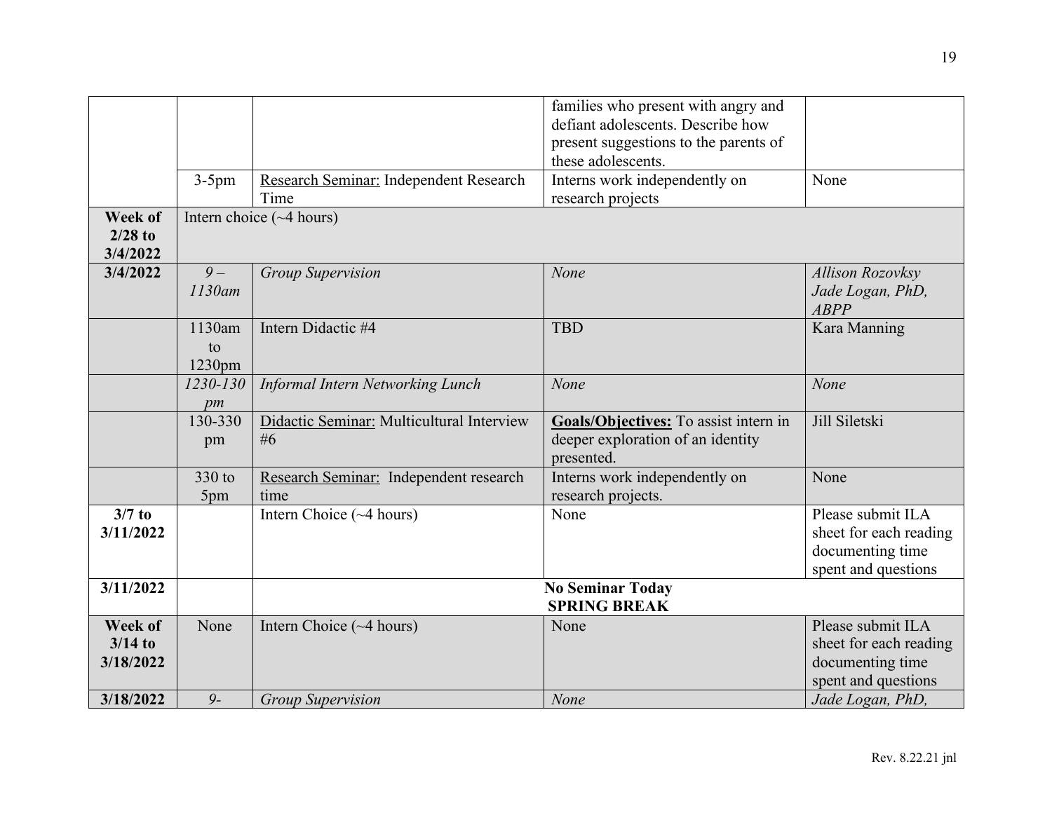| | | | | |
|---|---|---|---|---|
| | | | families who present with angry and defiant adolescents. Describe how present suggestions to the parents of these adolescents. | |
| | 3-5pm | Research Seminar: Independent Research Time | Interns work independently on research projects | None |
| **Week of 2/28 to 3/4/2022** | Intern choice (~4 hours) | | | |
| **3/4/2022** | *9 – 1130am* | *Group Supervision* | *None* | *Allison Rozovksy Jade Logan, PhD, ABPP* |
| | 1130am to 1230pm | Intern Didactic #4 | TBD | Kara Manning |
| | *1230-130 pm* | *Informal Intern Networking Lunch* | *None* | *None* |
| | 130-330 pm | Didactic Seminar: Multicultural Interview #6 | **Goals/Objectives:** To assist intern in deeper exploration of an identity presented. | Jill Siletski |
| | 330 to 5pm | Research Seminar: Independent research time | Interns work independently on research projects. | None |
| **3/7 to 3/11/2022** | | Intern Choice (~4 hours) | None | Please submit ILA sheet for each reading documenting time spent and questions |
| **3/11/2022** | | **No Seminar Today SPRING BREAK** | | |
| **Week of 3/14 to 3/18/2022** | None | Intern Choice (~4 hours) | None | Please submit ILA sheet for each reading documenting time spent and questions |
| **3/18/2022** | *9-* | *Group Supervision* | *None* | *Jade Logan, PhD,* |

Rev. 8.22.21 jnl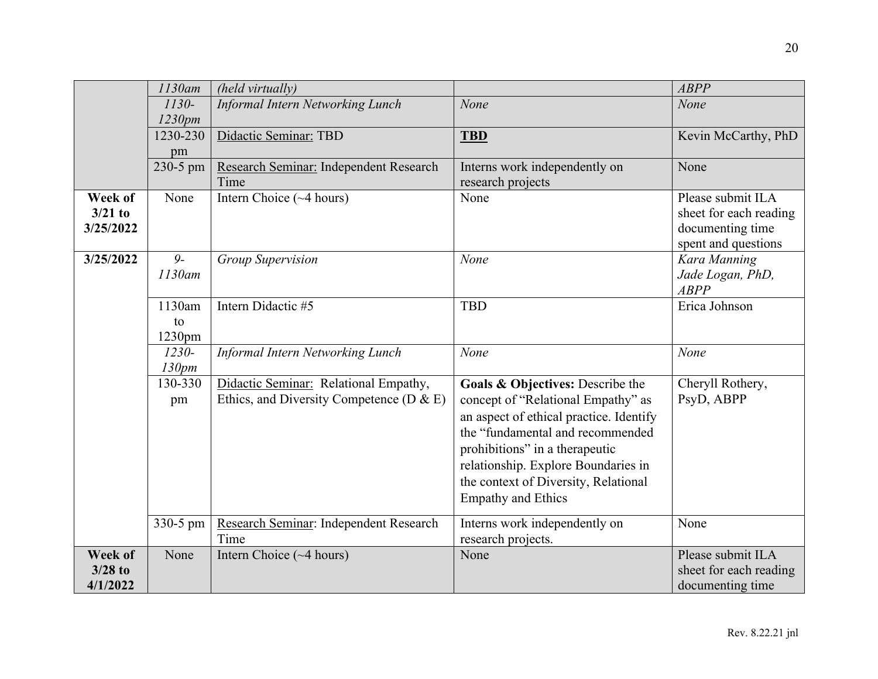| | | | | |
|---|---|---|---|---|
| | *1130am* | *(held virtually)* | | *ABPP* |
| | *1130-1230pm* | *Informal Intern Networking Lunch* | *None* | *None* |
| | 1230-230 pm | Didactic Seminar: TBD | **TBD** | Kevin McCarthy, PhD |
| | 230-5 pm | Research Seminar: Independent Research Time | Interns work independently on research projects | None |
| **Week of 3/21 to 3/25/2022** | None | Intern Choice (~4 hours) | None | Please submit ILA sheet for each reading documenting time spent and questions |
| **3/25/2022** | *9-1130am* | *Group Supervision* | *None* | *Kara Manning Jade Logan, PhD, ABPP* |
| | 1130am to 1230pm | Intern Didactic #5 | TBD | Erica Johnson |
| | *1230-130pm* | *Informal Intern Networking Lunch* | *None* | *None* |
| | 130-330 pm | Didactic Seminar: Relational Empathy, Ethics, and Diversity Competence (D & E) | **Goals & Objectives:** Describe the concept of "Relational Empathy" as an aspect of ethical practice. Identify the "fundamental and recommended prohibitions" in a therapeutic relationship. Explore Boundaries in the context of Diversity, Relational Empathy and Ethics | Cheryll Rothery, PsyD, ABPP |
| | 330-5 pm | Research Seminar: Independent Research Time | Interns work independently on research projects. | None |
| **Week of 3/28 to 4/1/2022** | None | Intern Choice (~4 hours) | None | Please submit ILA sheet for each reading documenting time |

Rev. 8.22.21 jnl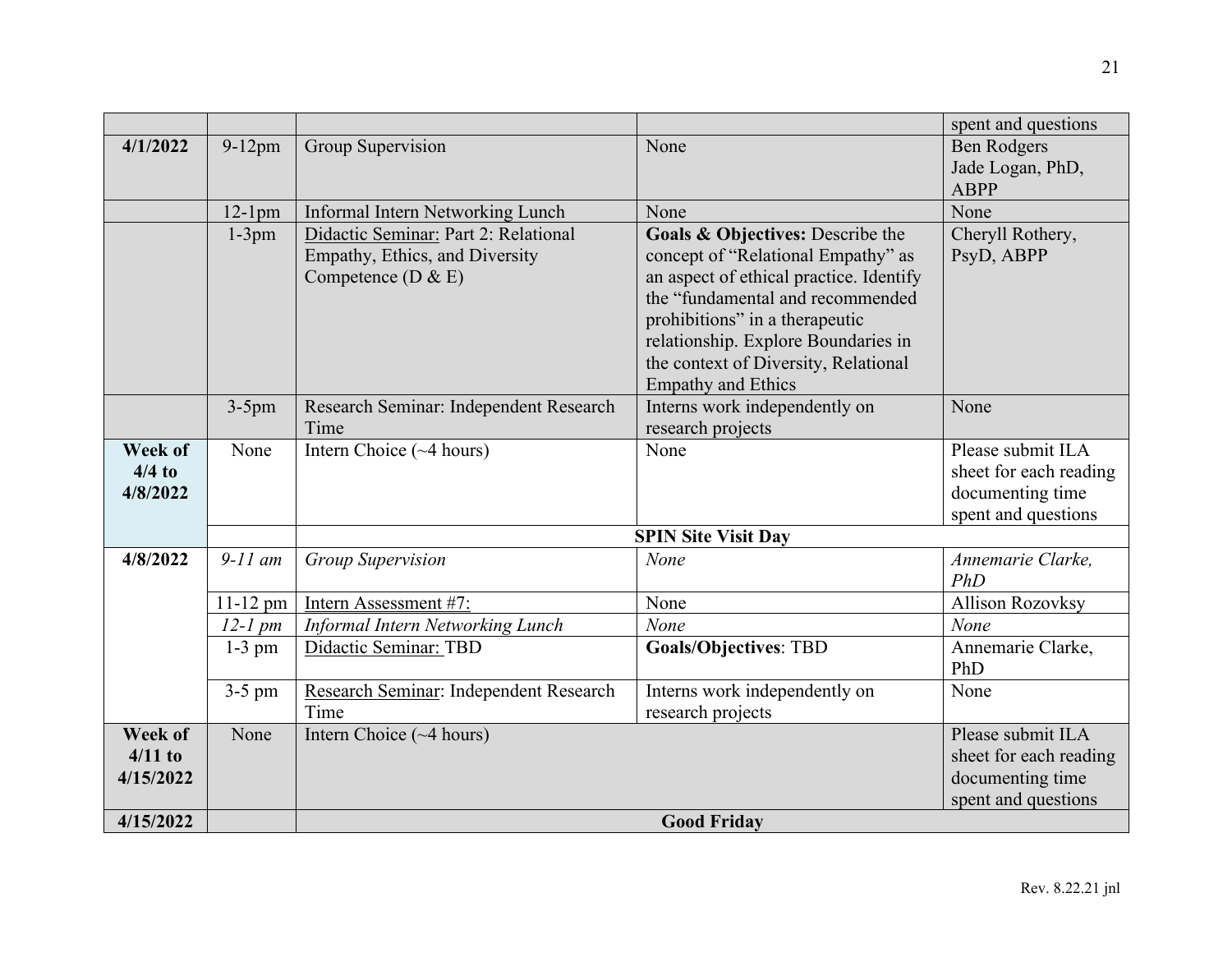| | | | | |
|---|---|---|---|---|
| | | | | spent and questions |
| **4/1/2022** | 9-12pm | Group Supervision | None | Ben Rodgers<br>Jade Logan, PhD, ABPP |
| | 12-1pm | Informal Intern Networking Lunch | None | None |
| | 1-3pm | Didactic Seminar: Part 2: Relational Empathy, Ethics, and Diversity Competence (D & E) | **Goals & Objectives:** Describe the concept of "Relational Empathy" as an aspect of ethical practice. Identify the "fundamental and recommended prohibitions" in a therapeutic relationship. Explore Boundaries in the context of Diversity, Relational Empathy and Ethics | Cheryll Rothery, PsyD, ABPP |
| | 3-5pm | Research Seminar: Independent Research Time | Interns work independently on research projects | None |
| **Week of 4/4 to 4/8/2022** | None | Intern Choice (~4 hours) | None | Please submit ILA sheet for each reading documenting time spent and questions |
| | | **SPIN Site Visit Day** | | |
| **4/8/2022** | *9-11 am* | *Group Supervision* | *None* | *Annemarie Clarke, PhD* |
| | 11-12 pm | Intern Assessment #7: | None | Allison Rozovksy |
| | *12-1 pm* | *Informal Intern Networking Lunch* | *None* | *None* |
| | 1-3 pm | Didactic Seminar: TBD | **Goals/Objectives**: TBD | Annemarie Clarke, PhD |
| | 3-5 pm | Research Seminar: Independent Research Time | Interns work independently on research projects | None |
| **Week of 4/11 to 4/15/2022** | None | Intern Choice (~4 hours) | | Please submit ILA sheet for each reading documenting time spent and questions |
| **4/15/2022** | | **Good Friday** | | |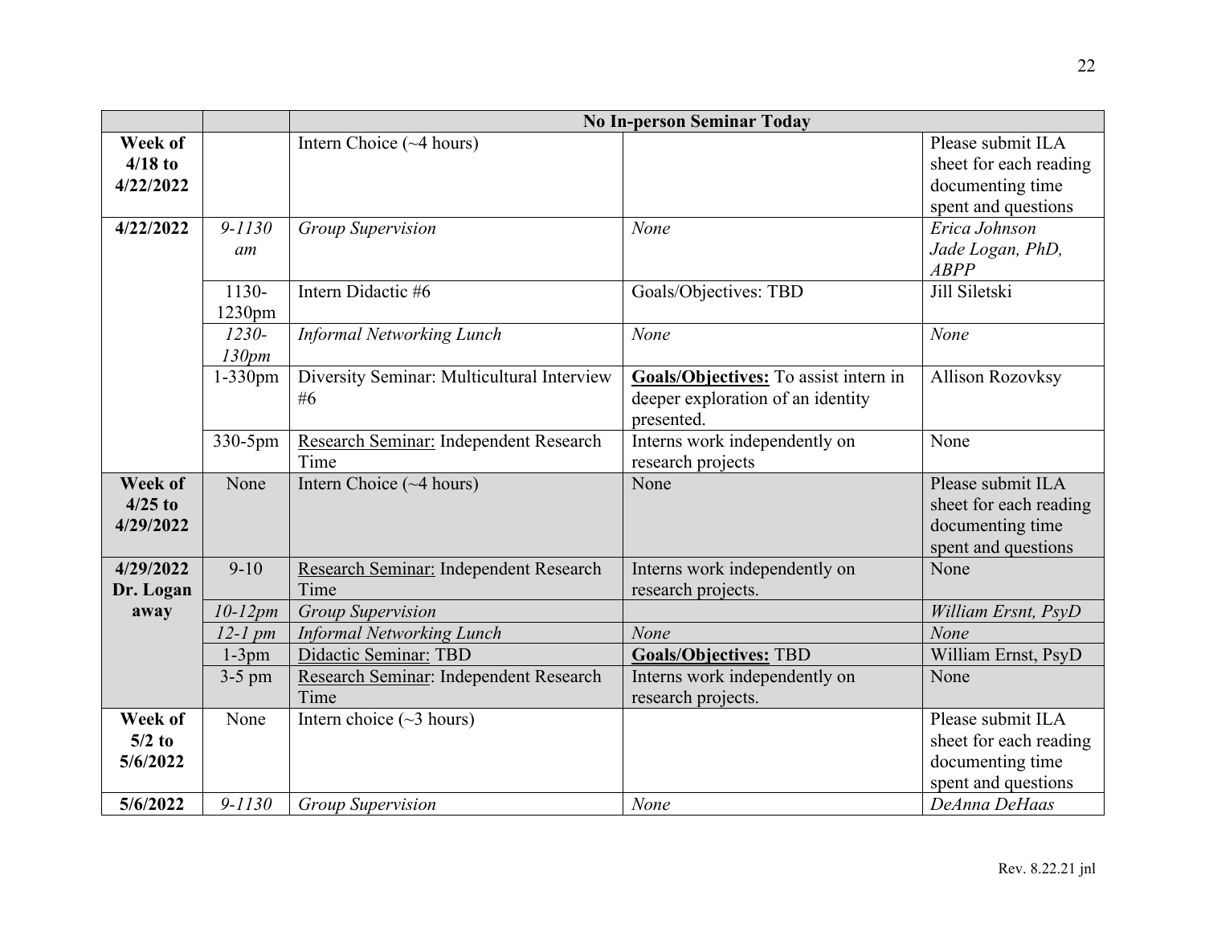| | | No In-person Seminar Today | | |
|---|---|---|---|---|
| **Week of 4/18 to 4/22/2022** | | Intern Choice (~4 hours) | | Please submit ILA sheet for each reading documenting time spent and questions |
| **4/22/2022** | *9-1130 am* | *Group Supervision* | *None* | *Erica Johnson* *Jade Logan, PhD, ABPP* |
| | 1130-1230pm | Intern Didactic #6 | Goals/Objectives: TBD | Jill Siletski |
| | *1230-130pm* | *Informal Networking Lunch* | *None* | *None* |
| | 1-330pm | Diversity Seminar: Multicultural Interview #6 | **Goals/Objectives:** To assist intern in deeper exploration of an identity presented. | Allison Rozovksy |
| | 330-5pm | Research Seminar: Independent Research Time | Interns work independently on research projects | None |
| **Week of 4/25 to 4/29/2022** | None | Intern Choice (~4 hours) | None | Please submit ILA sheet for each reading documenting time spent and questions |
| **4/29/2022 Dr. Logan away** | 9-10 | Research Seminar: Independent Research Time | Interns work independently on research projects. | None |
| | *10-12pm* | *Group Supervision* | | *William Ersnt, PsyD* |
| | *12-1 pm* | *Informal Networking Lunch* | *None* | *None* |
| | 1-3pm | Didactic Seminar: TBD | **Goals/Objectives:** TBD | William Ernst, PsyD |
| | 3-5 pm | Research Seminar: Independent Research Time | Interns work independently on research projects. | None |
| **Week of 5/2 to 5/6/2022** | None | Intern choice (~3 hours) | | Please submit ILA sheet for each reading documenting time spent and questions |
| **5/6/2022** | *9-1130* | *Group Supervision* | *None* | *DeAnna DeHaas* |

Rev. 8.22.21 jnl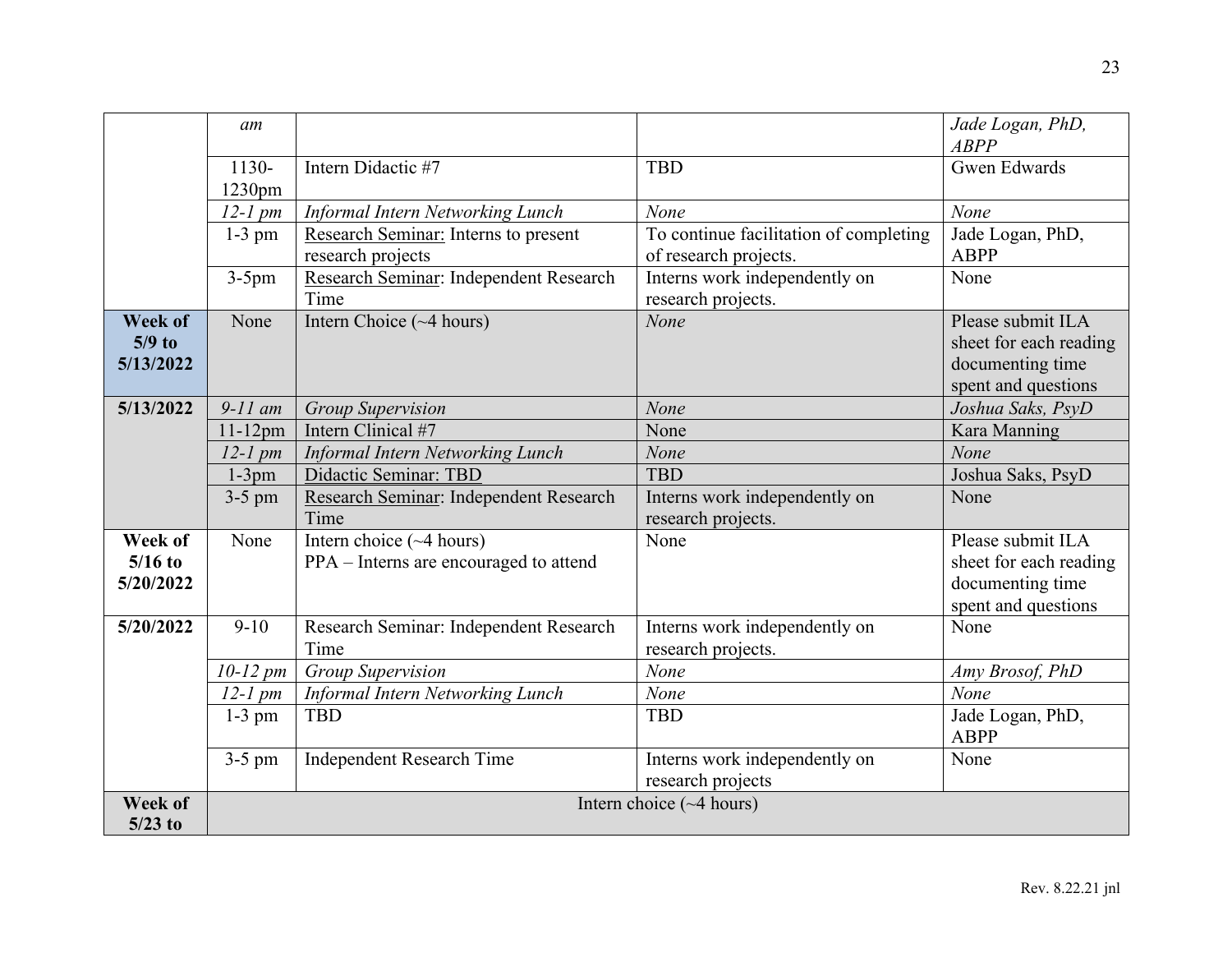| | | | | |
|---|---|---|---|---|
| | *am* | | | *Jade Logan, PhD, ABPP* |
| | 1130-1230pm | Intern Didactic #7 | TBD | Gwen Edwards |
| | *12-1 pm* | *Informal Intern Networking Lunch* | *None* | *None* |
| | 1-3 pm | Research Seminar: Interns to present research projects | To continue facilitation of completing of research projects. | Jade Logan, PhD, ABPP |
| | 3-5pm | Research Seminar: Independent Research Time | Interns work independently on research projects. | None |
| **Week of 5/9 to 5/13/2022** | None | Intern Choice (~4 hours) | *None* | Please submit ILA sheet for each reading documenting time spent and questions |
| **5/13/2022** | *9-11 am* | *Group Supervision* | *None* | *Joshua Saks, PsyD* |
| | 11-12pm | Intern Clinical #7 | None | Kara Manning |
| | *12-1 pm* | *Informal Intern Networking Lunch* | *None* | *None* |
| | 1-3pm | Didactic Seminar: TBD | TBD | Joshua Saks, PsyD |
| | 3-5 pm | Research Seminar: Independent Research Time | Interns work independently on research projects. | None |
| **Week of 5/16 to 5/20/2022** | None | Intern choice (~4 hours)<br>PPA – Interns are encouraged to attend | None | Please submit ILA sheet for each reading documenting time spent and questions |
| **5/20/2022** | 9-10 | Research Seminar: Independent Research Time | Interns work independently on research projects. | None |
| | *10-12 pm* | *Group Supervision* | *None* | *Amy Brosof, PhD* |
| | *12-1 pm* | *Informal Intern Networking Lunch* | *None* | *None* |
| | 1-3 pm | TBD | TBD | Jade Logan, PhD, ABPP |
| | 3-5 pm | Independent Research Time | Interns work independently on research projects | None |
| **Week of 5/23 to** | Intern choice (~4 hours) | | | |

Rev. 8.22.21 jnl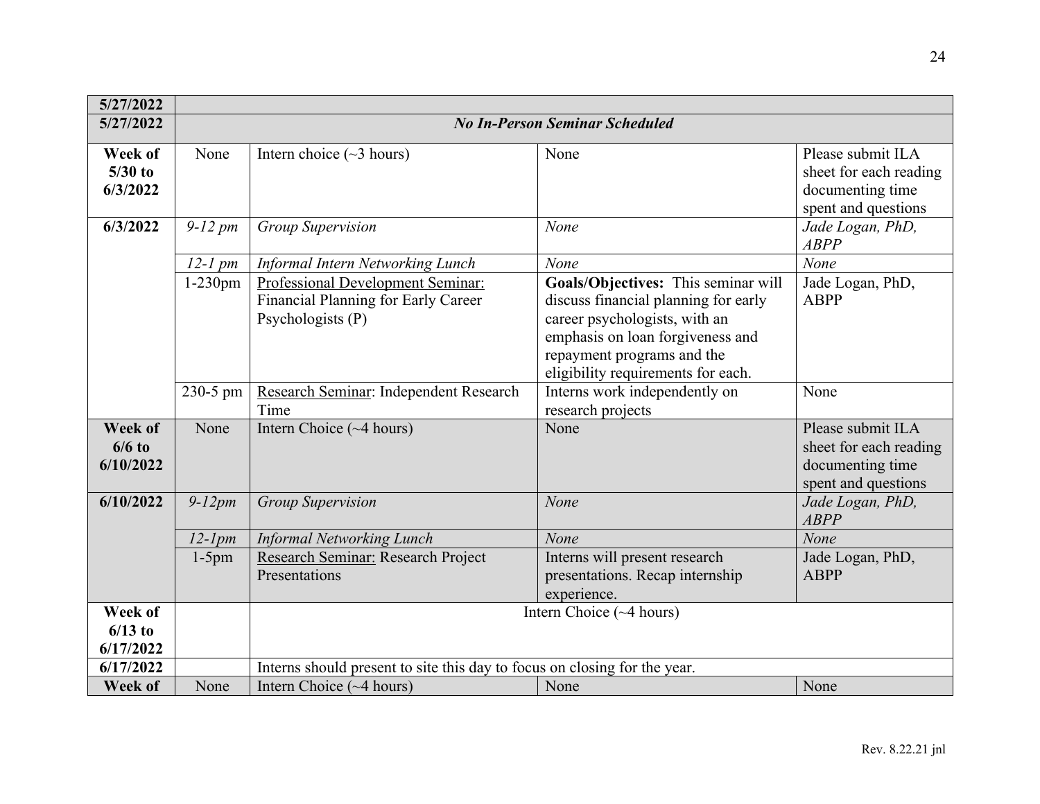| | | | | |
|---|---|---|---|---|
| **5/27/2022** | | | | |
| **5/27/2022** | ***No In-Person Seminar Scheduled*** | | | |
| **Week of 5/30 to 6/3/2022** | None | Intern choice (~3 hours) | None | Please submit ILA sheet for each reading documenting time spent and questions |
| **6/3/2022** | *9-12 pm* | *Group Supervision* | *None* | *Jade Logan, PhD, ABPP* |
| | *12-1 pm* | *Informal Intern Networking Lunch* | *None* | *None* |
| | 1-230pm | Professional Development Seminar: Financial Planning for Early Career Psychologists (P) | **Goals/Objectives:** This seminar will discuss financial planning for early career psychologists, with an emphasis on loan forgiveness and repayment programs and the eligibility requirements for each. | Jade Logan, PhD, ABPP |
| | 230-5 pm | Research Seminar: Independent Research Time | Interns work independently on research projects | None |
| **Week of 6/6 to 6/10/2022** | None | Intern Choice (~4 hours) | None | Please submit ILA sheet for each reading documenting time spent and questions |
| **6/10/2022** | *9-12pm* | *Group Supervision* | *None* | *Jade Logan, PhD, ABPP* |
| | *12-1pm* | *Informal Networking Lunch* | *None* | *None* |
| | 1-5pm | Research Seminar: Research Project Presentations | Interns will present research presentations. Recap internship experience. | Jade Logan, PhD, ABPP |
| **Week of 6/13 to 6/17/2022** | | Intern Choice (~4 hours) | | |
| **6/17/2022** | | Interns should present to site this day to focus on closing for the year. | | |
| **Week of** | None | Intern Choice (~4 hours) | None | None |

Rev. 8.22.21 jnl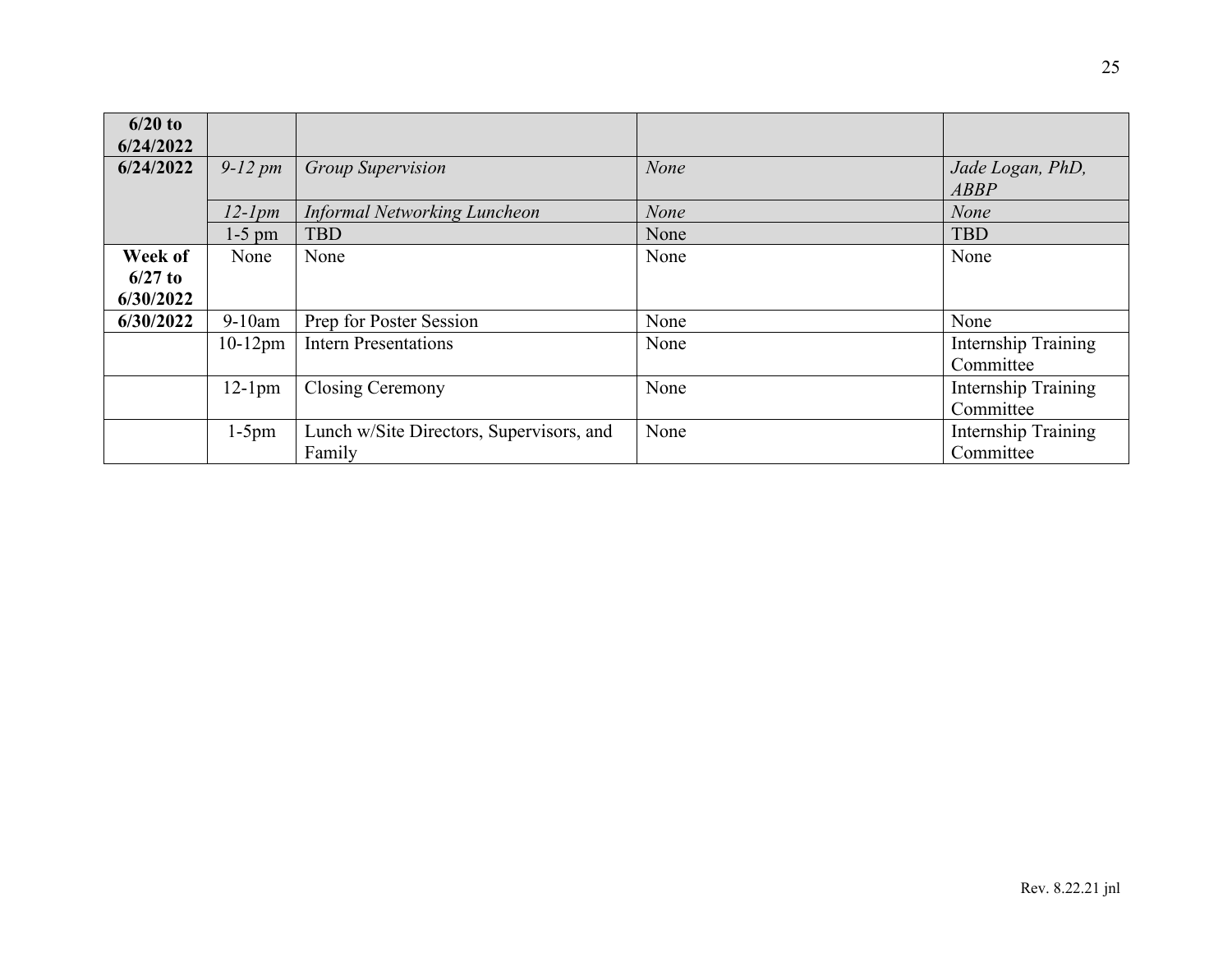| | | | | |
|---|---|---|---|---|
| **6/20 to 6/24/2022** | | | | |
| **6/24/2022** | *9-12 pm* | *Group Supervision* | *None* | *Jade Logan, PhD, ABBP* |
| | *12-1pm* | *Informal Networking Luncheon* | *None* | *None* |
| | 1-5 pm | TBD | None | TBD |
| **Week of 6/27 to 6/30/2022** | None | None | None | None |
| **6/30/2022** | 9-10am | Prep for Poster Session | None | None |
| | 10-12pm | Intern Presentations | None | Internship Training Committee |
| | 12-1pm | Closing Ceremony | None | Internship Training Committee |
| | 1-5pm | Lunch w/Site Directors, Supervisors, and Family | None | Internship Training Committee |

Rev. 8.22.21 jnl